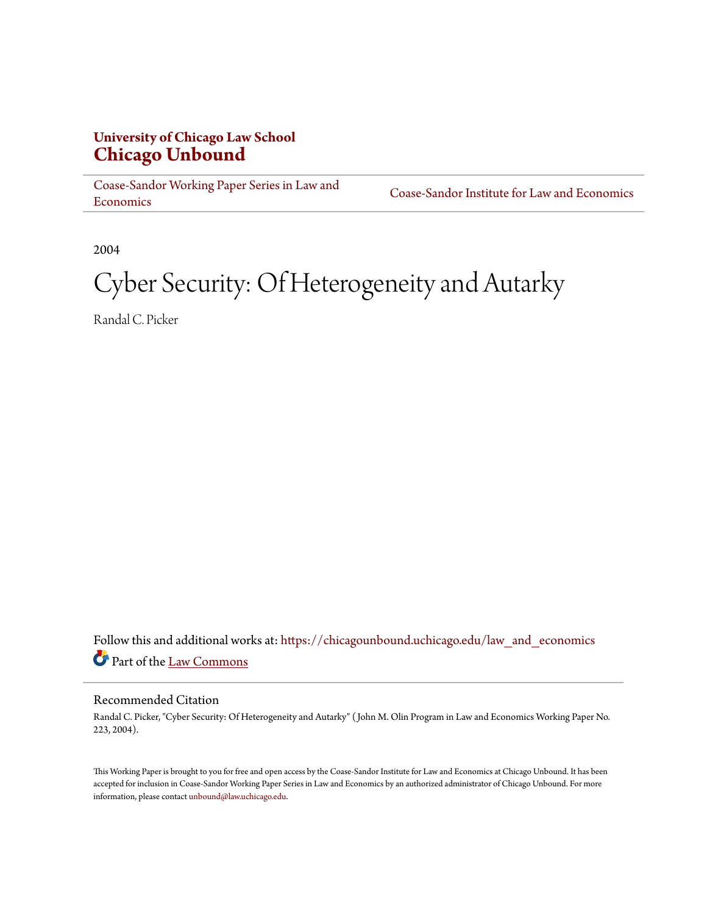University of Chicago Law School
**Chicago Unbound**

Coase-Sandor Working Paper Series in Law and Economics | Coase-Sandor Institute for Law and Economics

2004

# Cyber Security: Of Heterogeneity and Autarky

Randal C. Picker

Follow this and additional works at: https://chicagounbound.uchicago.edu/law_and_economics

Part of the Law Commons

## Recommended Citation

Randal C. Picker, "Cyber Security: Of Heterogeneity and Autarky" ( John M. Olin Program in Law and Economics Working Paper No. 223, 2004).

This Working Paper is brought to you for free and open access by the Coase-Sandor Institute for Law and Economics at Chicago Unbound. It has been accepted for inclusion in Coase-Sandor Working Paper Series in Law and Economics by an authorized administrator of Chicago Unbound. For more information, please contact unbound@law.uchicago.edu.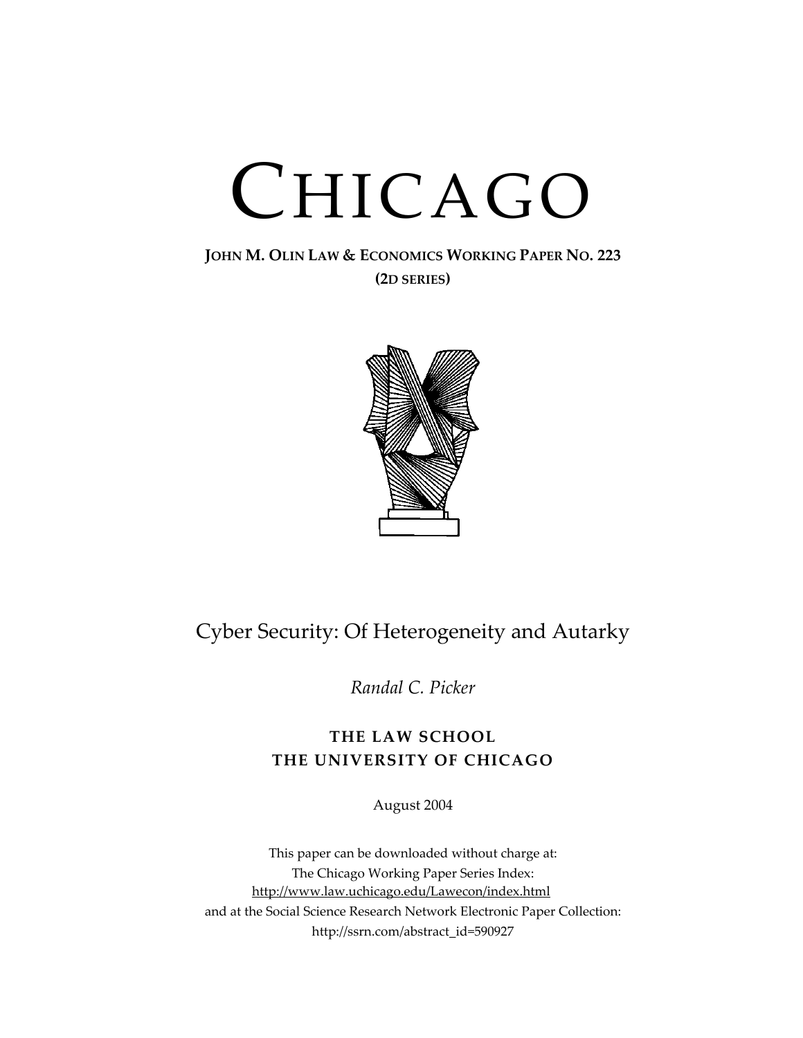# CHICAGO

**JOHN M. OLIN LAW & ECONOMICS WORKING PAPER NO. 223**

**(2D SERIES)**

## Cyber Security: Of Heterogeneity and Autarky

*Randal C. Picker*

**THE LAW SCHOOL**
**THE UNIVERSITY OF CHICAGO**

August 2004

This paper can be downloaded without charge at:
The Chicago Working Paper Series Index:
http://www.law.uchicago.edu/Lawecon/index.html
and at the Social Science Research Network Electronic Paper Collection:
http://ssrn.com/abstract_id=590927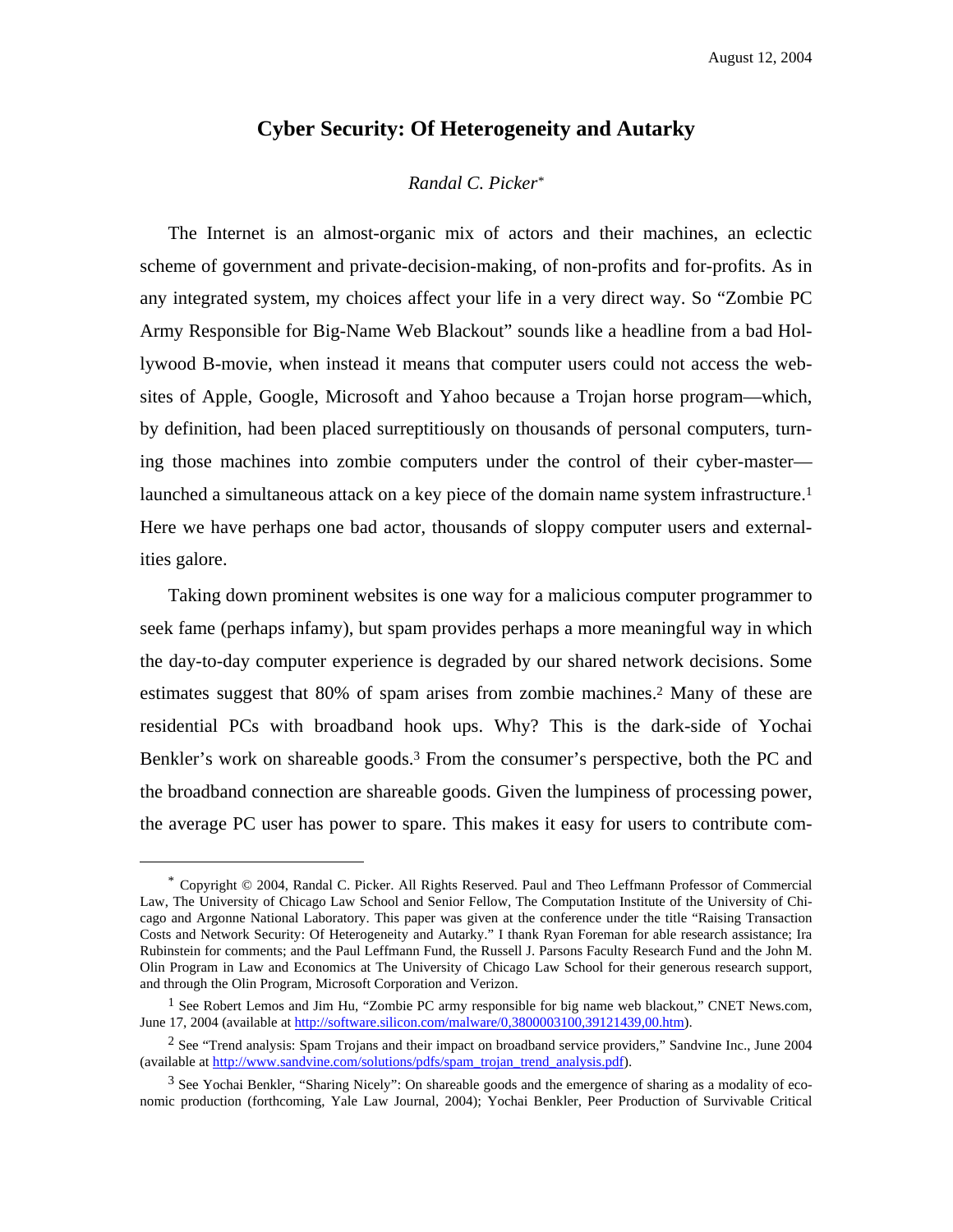August 12, 2004

# Cyber Security: Of Heterogeneity and Autarky

*Randal C. Picker*[*]

The Internet is an almost-organic mix of actors and their machines, an eclectic scheme of government and private-decision-making, of non-profits and for-profits. As in any integrated system, my choices affect your life in a very direct way. So "Zombie PC Army Responsible for Big-Name Web Blackout" sounds like a headline from a bad Hollywood B-movie, when instead it means that computer users could not access the websites of Apple, Google, Microsoft and Yahoo because a Trojan horse program—which, by definition, had been placed surreptitiously on thousands of personal computers, turning those machines into zombie computers under the control of their cyber-master—launched a simultaneous attack on a key piece of the domain name system infrastructure.[1] Here we have perhaps one bad actor, thousands of sloppy computer users and externalities galore.

Taking down prominent websites is one way for a malicious computer programmer to seek fame (perhaps infamy), but spam provides perhaps a more meaningful way in which the day-to-day computer experience is degraded by our shared network decisions. Some estimates suggest that 80% of spam arises from zombie machines.[2] Many of these are residential PCs with broadband hook ups. Why? This is the dark-side of Yochai Benkler's work on shareable goods.[3] From the consumer's perspective, both the PC and the broadband connection are shareable goods. Given the lumpiness of processing power, the average PC user has power to spare. This makes it easy for users to contribute com-

---

[*] Copyright © 2004, Randal C. Picker. All Rights Reserved. Paul and Theo Leffmann Professor of Commercial Law, The University of Chicago Law School and Senior Fellow, The Computation Institute of the University of Chicago and Argonne National Laboratory. This paper was given at the conference under the title "Raising Transaction Costs and Network Security: Of Heterogeneity and Autarky." I thank Ryan Foreman for able research assistance; Ira Rubinstein for comments; and the Paul Leffmann Fund, the Russell J. Parsons Faculty Research Fund and the John M. Olin Program in Law and Economics at The University of Chicago Law School for their generous research support, and through the Olin Program, Microsoft Corporation and Verizon.

[1] See Robert Lemos and Jim Hu, "Zombie PC army responsible for big name web blackout," CNET News.com, June 17, 2004 (available at http://software.silicon.com/malware/0,3800003100,39121439,00.htm).

[2] See "Trend analysis: Spam Trojans and their impact on broadband service providers," Sandvine Inc., June 2004 (available at http://www.sandvine.com/solutions/pdfs/spam_trojan_trend_analysis.pdf).

[3] See Yochai Benkler, "Sharing Nicely": On shareable goods and the emergence of sharing as a modality of economic production (forthcoming, Yale Law Journal, 2004); Yochai Benkler, Peer Production of Survivable Critical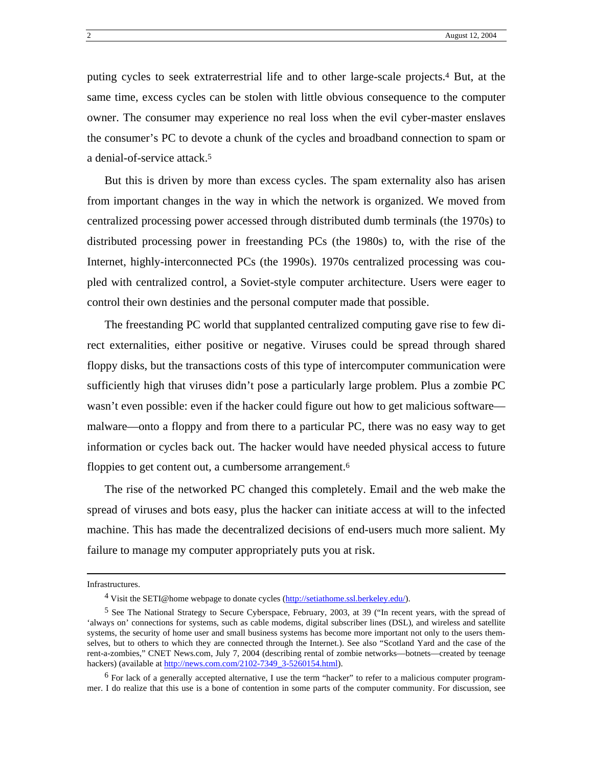puting cycles to seek extraterrestrial life and to other large-scale projects.[4] But, at the same time, excess cycles can be stolen with little obvious consequence to the computer owner. The consumer may experience no real loss when the evil cyber-master enslaves the consumer's PC to devote a chunk of the cycles and broadband connection to spam or a denial-of-service attack.[5]

But this is driven by more than excess cycles. The spam externality also has arisen from important changes in the way in which the network is organized. We moved from centralized processing power accessed through distributed dumb terminals (the 1970s) to distributed processing power in freestanding PCs (the 1980s) to, with the rise of the Internet, highly-interconnected PCs (the 1990s). 1970s centralized processing was coupled with centralized control, a Soviet-style computer architecture. Users were eager to control their own destinies and the personal computer made that possible.

The freestanding PC world that supplanted centralized computing gave rise to few direct externalities, either positive or negative. Viruses could be spread through shared floppy disks, but the transactions costs of this type of intercomputer communication were sufficiently high that viruses didn't pose a particularly large problem. Plus a zombie PC wasn't even possible: even if the hacker could figure out how to get malicious software—malware—onto a floppy and from there to a particular PC, there was no easy way to get information or cycles back out. The hacker would have needed physical access to future floppies to get content out, a cumbersome arrangement.[6]

The rise of the networked PC changed this completely. Email and the web make the spread of viruses and bots easy, plus the hacker can initiate access at will to the infected machine. This has made the decentralized decisions of end-users much more salient. My failure to manage my computer appropriately puts you at risk.

---

Infrastructures.

[4] Visit the SETI@home webpage to donate cycles (http://setiathome.ssl.berkeley.edu/).

[5] See The National Strategy to Secure Cyberspace, February, 2003, at 39 ("In recent years, with the spread of 'always on' connections for systems, such as cable modems, digital subscriber lines (DSL), and wireless and satellite systems, the security of home user and small business systems has become more important not only to the users themselves, but to others to which they are connected through the Internet.). See also "Scotland Yard and the case of the rent-a-zombies," CNET News.com, July 7, 2004 (describing rental of zombie networks—botnets—created by teenage hackers) (available at http://news.com.com/2102-7349_3-5260154.html).

[6] For lack of a generally accepted alternative, I use the term "hacker" to refer to a malicious computer programmer. I do realize that this use is a bone of contention in some parts of the computer community. For discussion, see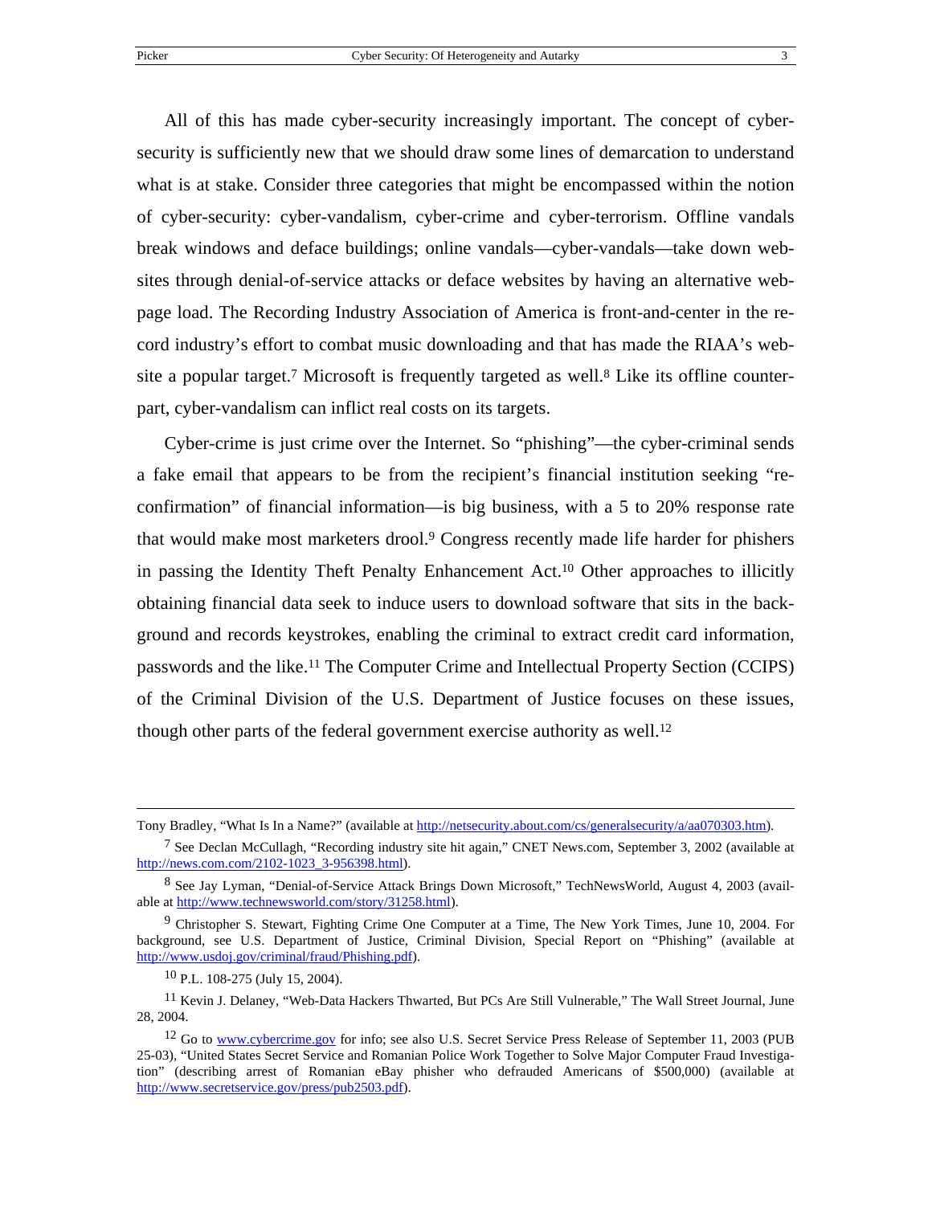All of this has made cyber-security increasingly important. The concept of cyber-security is sufficiently new that we should draw some lines of demarcation to understand what is at stake. Consider three categories that might be encompassed within the notion of cyber-security: cyber-vandalism, cyber-crime and cyber-terrorism. Offline vandals break windows and deface buildings; online vandals—cyber-vandals—take down websites through denial-of-service attacks or deface websites by having an alternative webpage load. The Recording Industry Association of America is front-and-center in the record industry's effort to combat music downloading and that has made the RIAA's website a popular target.[7] Microsoft is frequently targeted as well.[8] Like its offline counterpart, cyber-vandalism can inflict real costs on its targets.

Cyber-crime is just crime over the Internet. So "phishing"—the cyber-criminal sends a fake email that appears to be from the recipient's financial institution seeking "reconfirmation" of financial information—is big business, with a 5 to 20% response rate that would make most marketers drool.[9] Congress recently made life harder for phishers in passing the Identity Theft Penalty Enhancement Act.[10] Other approaches to illicitly obtaining financial data seek to induce users to download software that sits in the background and records keystrokes, enabling the criminal to extract credit card information, passwords and the like.[11] The Computer Crime and Intellectual Property Section (CCIPS) of the Criminal Division of the U.S. Department of Justice focuses on these issues, though other parts of the federal government exercise authority as well.[12]

---

Tony Bradley, "What Is In a Name?" (available at http://netsecurity.about.com/cs/generalsecurity/a/aa070303.htm).

[7] See Declan McCullagh, "Recording industry site hit again," CNET News.com, September 3, 2002 (available at http://news.com.com/2102-1023_3-956398.html).

[8] See Jay Lyman, "Denial-of-Service Attack Brings Down Microsoft," TechNewsWorld, August 4, 2003 (available at http://www.technewsworld.com/story/31258.html).

[9] Christopher S. Stewart, Fighting Crime One Computer at a Time, The New York Times, June 10, 2004. For background, see U.S. Department of Justice, Criminal Division, Special Report on "Phishing" (available at http://www.usdoj.gov/criminal/fraud/Phishing.pdf).

[10] P.L. 108-275 (July 15, 2004).

[11] Kevin J. Delaney, "Web-Data Hackers Thwarted, But PCs Are Still Vulnerable," The Wall Street Journal, June 28, 2004.

[12] Go to www.cybercrime.gov for info; see also U.S. Secret Service Press Release of September 11, 2003 (PUB 25-03), "United States Secret Service and Romanian Police Work Together to Solve Major Computer Fraud Investigation" (describing arrest of Romanian eBay phisher who defrauded Americans of $500,000) (available at http://www.secretservice.gov/press/pub2503.pdf).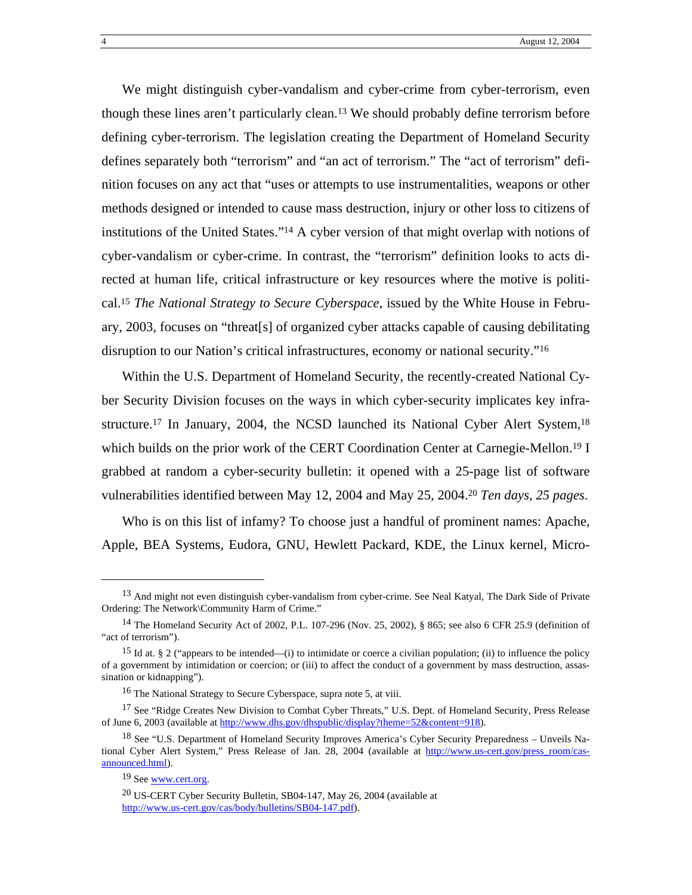We might distinguish cyber-vandalism and cyber-crime from cyber-terrorism, even though these lines aren't particularly clean.[13] We should probably define terrorism before defining cyber-terrorism. The legislation creating the Department of Homeland Security defines separately both "terrorism" and "an act of terrorism." The "act of terrorism" definition focuses on any act that "uses or attempts to use instrumentalities, weapons or other methods designed or intended to cause mass destruction, injury or other loss to citizens of institutions of the United States."[14] A cyber version of that might overlap with notions of cyber-vandalism or cyber-crime. In contrast, the "terrorism" definition looks to acts directed at human life, critical infrastructure or key resources where the motive is political.[15] *The National Strategy to Secure Cyberspace*, issued by the White House in February, 2003, focuses on "threat[s] of organized cyber attacks capable of causing debilitating disruption to our Nation's critical infrastructures, economy or national security."[16]

Within the U.S. Department of Homeland Security, the recently-created National Cyber Security Division focuses on the ways in which cyber-security implicates key infrastructure.[17] In January, 2004, the NCSD launched its National Cyber Alert System,[18] which builds on the prior work of the CERT Coordination Center at Carnegie-Mellon.[19] I grabbed at random a cyber-security bulletin: it opened with a 25-page list of software vulnerabilities identified between May 12, 2004 and May 25, 2004.[20] *Ten days, 25 pages.*

Who is on this list of infamy? To choose just a handful of prominent names: Apache, Apple, BEA Systems, Eudora, GNU, Hewlett Packard, KDE, the Linux kernel, Micro-

---

[13] And might not even distinguish cyber-vandalism from cyber-crime. See Neal Katyal, The Dark Side of Private Ordering: The Network\Community Harm of Crime."

[14] The Homeland Security Act of 2002, P.L. 107-296 (Nov. 25, 2002), § 865; see also 6 CFR 25.9 (definition of "act of terrorism").

[15] Id at. § 2 ("appears to be intended—(i) to intimidate or coerce a civilian population; (ii) to influence the policy of a government by intimidation or coercion; or (iii) to affect the conduct of a government by mass destruction, assassination or kidnapping").

[16] The National Strategy to Secure Cyberspace, supra note 5, at viii.

[17] See "Ridge Creates New Division to Combat Cyber Threats," U.S. Dept. of Homeland Security, Press Release of June 6, 2003 (available at http://www.dhs.gov/dhspublic/display?theme=52&content=918).

[18] See "U.S. Department of Homeland Security Improves America's Cyber Security Preparedness – Unveils National Cyber Alert System," Press Release of Jan. 28, 2004 (available at http://www.us-cert.gov/press_room/cas-announced.html).

[19] See www.cert.org.

[20] US-CERT Cyber Security Bulletin, SB04-147, May 26, 2004 (available at http://www.us-cert.gov/cas/body/bulletins/SB04-147.pdf).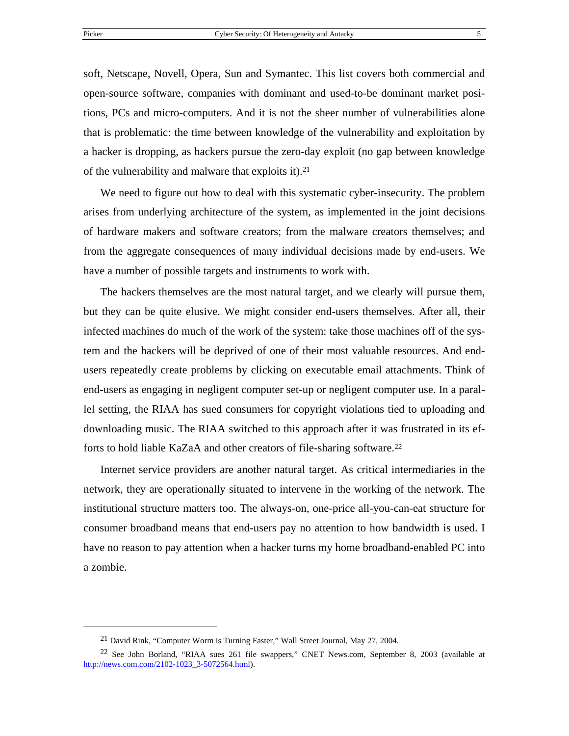soft, Netscape, Novell, Opera, Sun and Symantec. This list covers both commercial and open-source software, companies with dominant and used-to-be dominant market positions, PCs and micro-computers. And it is not the sheer number of vulnerabilities alone that is problematic: the time between knowledge of the vulnerability and exploitation by a hacker is dropping, as hackers pursue the zero-day exploit (no gap between knowledge of the vulnerability and malware that exploits it).[21]

We need to figure out how to deal with this systematic cyber-insecurity. The problem arises from underlying architecture of the system, as implemented in the joint decisions of hardware makers and software creators; from the malware creators themselves; and from the aggregate consequences of many individual decisions made by end-users. We have a number of possible targets and instruments to work with.

The hackers themselves are the most natural target, and we clearly will pursue them, but they can be quite elusive. We might consider end-users themselves. After all, their infected machines do much of the work of the system: take those machines off of the system and the hackers will be deprived of one of their most valuable resources. And end-users repeatedly create problems by clicking on executable email attachments. Think of end-users as engaging in negligent computer set-up or negligent computer use. In a parallel setting, the RIAA has sued consumers for copyright violations tied to uploading and downloading music. The RIAA switched to this approach after it was frustrated in its efforts to hold liable KaZaA and other creators of file-sharing software.[22]

Internet service providers are another natural target. As critical intermediaries in the network, they are operationally situated to intervene in the working of the network. The institutional structure matters too. The always-on, one-price all-you-can-eat structure for consumer broadband means that end-users pay no attention to how bandwidth is used. I have no reason to pay attention when a hacker turns my home broadband-enabled PC into a zombie.

---

[21] David Rink, "Computer Worm is Turning Faster," Wall Street Journal, May 27, 2004.

[22] See John Borland, "RIAA sues 261 file swappers," CNET News.com, September 8, 2003 (available at http://news.com.com/2102-1023_3-5072564.html).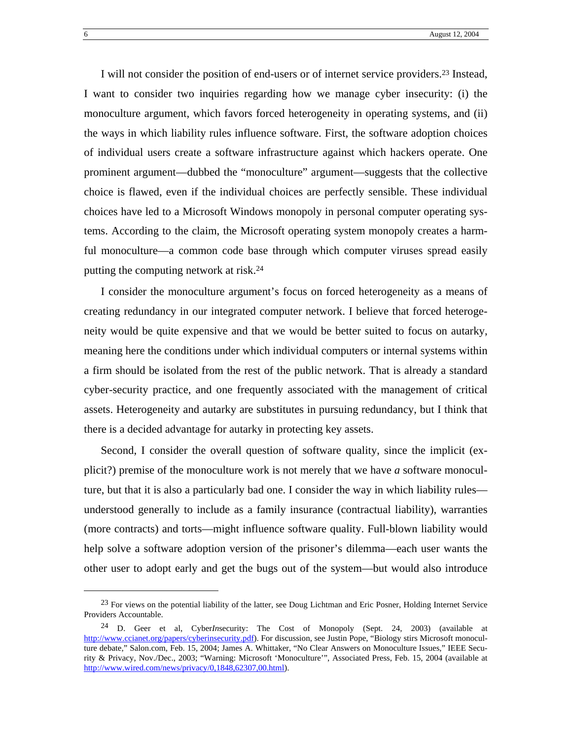I will not consider the position of end-users or of internet service providers.[23] Instead, I want to consider two inquiries regarding how we manage cyber insecurity: (i) the monoculture argument, which favors forced heterogeneity in operating systems, and (ii) the ways in which liability rules influence software. First, the software adoption choices of individual users create a software infrastructure against which hackers operate. One prominent argument—dubbed the "monoculture" argument—suggests that the collective choice is flawed, even if the individual choices are perfectly sensible. These individual choices have led to a Microsoft Windows monopoly in personal computer operating systems. According to the claim, the Microsoft operating system monopoly creates a harmful monoculture—a common code base through which computer viruses spread easily putting the computing network at risk.[24]

I consider the monoculture argument's focus on forced heterogeneity as a means of creating redundancy in our integrated computer network. I believe that forced heterogeneity would be quite expensive and that we would be better suited to focus on autarky, meaning here the conditions under which individual computers or internal systems within a firm should be isolated from the rest of the public network. That is already a standard cyber-security practice, and one frequently associated with the management of critical assets. Heterogeneity and autarky are substitutes in pursuing redundancy, but I think that there is a decided advantage for autarky in protecting key assets.

Second, I consider the overall question of software quality, since the implicit (explicit?) premise of the monoculture work is not merely that we have *a* software monoculture, but that it is also a particularly bad one. I consider the way in which liability rules—understood generally to include as a family insurance (contractual liability), warranties (more contracts) and torts—might influence software quality. Full-blown liability would help solve a software adoption version of the prisoner's dilemma—each user wants the other user to adopt early and get the bugs out of the system—but would also introduce

---

[23] For views on the potential liability of the latter, see Doug Lichtman and Eric Posner, Holding Internet Service Providers Accountable.

[24] D. Geer et al, Cyber*In*security: The Cost of Monopoly (Sept. 24, 2003) (available at http://www.ccianet.org/papers/cyberinsecurity.pdf). For discussion, see Justin Pope, "Biology stirs Microsoft monoculture debate," Salon.com, Feb. 15, 2004; James A. Whittaker, "No Clear Answers on Monoculture Issues," IEEE Security & Privacy, Nov./Dec., 2003; "Warning: Microsoft 'Monoculture'", Associated Press, Feb. 15, 2004 (available at http://www.wired.com/news/privacy/0,1848,62307,00.html).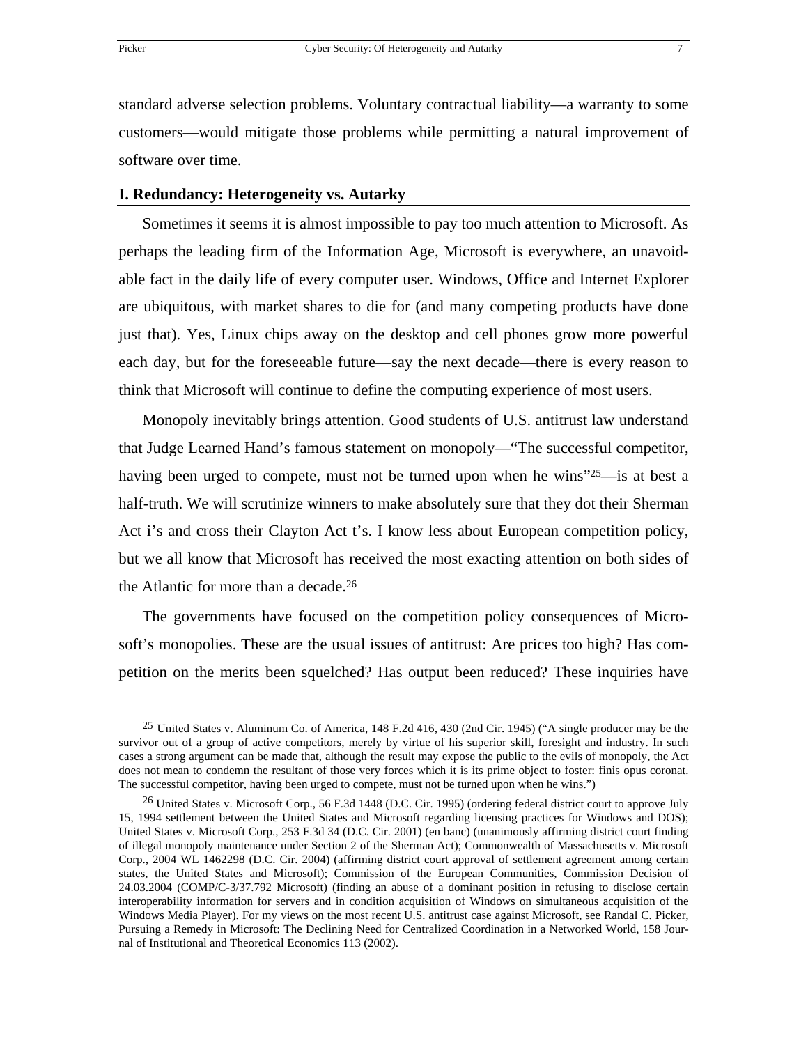standard adverse selection problems. Voluntary contractual liability—a warranty to some customers—would mitigate those problems while permitting a natural improvement of software over time.

## I. Redundancy: Heterogeneity vs. Autarky

Sometimes it seems it is almost impossible to pay too much attention to Microsoft. As perhaps the leading firm of the Information Age, Microsoft is everywhere, an unavoidable fact in the daily life of every computer user. Windows, Office and Internet Explorer are ubiquitous, with market shares to die for (and many competing products have done just that). Yes, Linux chips away on the desktop and cell phones grow more powerful each day, but for the foreseeable future—say the next decade—there is every reason to think that Microsoft will continue to define the computing experience of most users.

Monopoly inevitably brings attention. Good students of U.S. antitrust law understand that Judge Learned Hand's famous statement on monopoly—"The successful competitor, having been urged to compete, must not be turned upon when he wins"[25]—is at best a half-truth. We will scrutinize winners to make absolutely sure that they dot their Sherman Act i's and cross their Clayton Act t's. I know less about European competition policy, but we all know that Microsoft has received the most exacting attention on both sides of the Atlantic for more than a decade.[26]

The governments have focused on the competition policy consequences of Microsoft's monopolies. These are the usual issues of antitrust: Are prices too high? Has competition on the merits been squelched? Has output been reduced? These inquiries have

---

[25] United States v. Aluminum Co. of America, 148 F.2d 416, 430 (2nd Cir. 1945) ("A single producer may be the survivor out of a group of active competitors, merely by virtue of his superior skill, foresight and industry. In such cases a strong argument can be made that, although the result may expose the public to the evils of monopoly, the Act does not mean to condemn the resultant of those very forces which it is its prime object to foster: finis opus coronat. The successful competitor, having been urged to compete, must not be turned upon when he wins.")

[26] United States v. Microsoft Corp., 56 F.3d 1448 (D.C. Cir. 1995) (ordering federal district court to approve July 15, 1994 settlement between the United States and Microsoft regarding licensing practices for Windows and DOS); United States v. Microsoft Corp., 253 F.3d 34 (D.C. Cir. 2001) (en banc) (unanimously affirming district court finding of illegal monopoly maintenance under Section 2 of the Sherman Act); Commonwealth of Massachusetts v. Microsoft Corp., 2004 WL 1462298 (D.C. Cir. 2004) (affirming district court approval of settlement agreement among certain states, the United States and Microsoft); Commission of the European Communities, Commission Decision of 24.03.2004 (COMP/C-3/37.792 Microsoft) (finding an abuse of a dominant position in refusing to disclose certain interoperability information for servers and in condition acquisition of Windows on simultaneous acquisition of the Windows Media Player). For my views on the most recent U.S. antitrust case against Microsoft, see Randal C. Picker, Pursuing a Remedy in Microsoft: The Declining Need for Centralized Coordination in a Networked World, 158 Journal of Institutional and Theoretical Economics 113 (2002).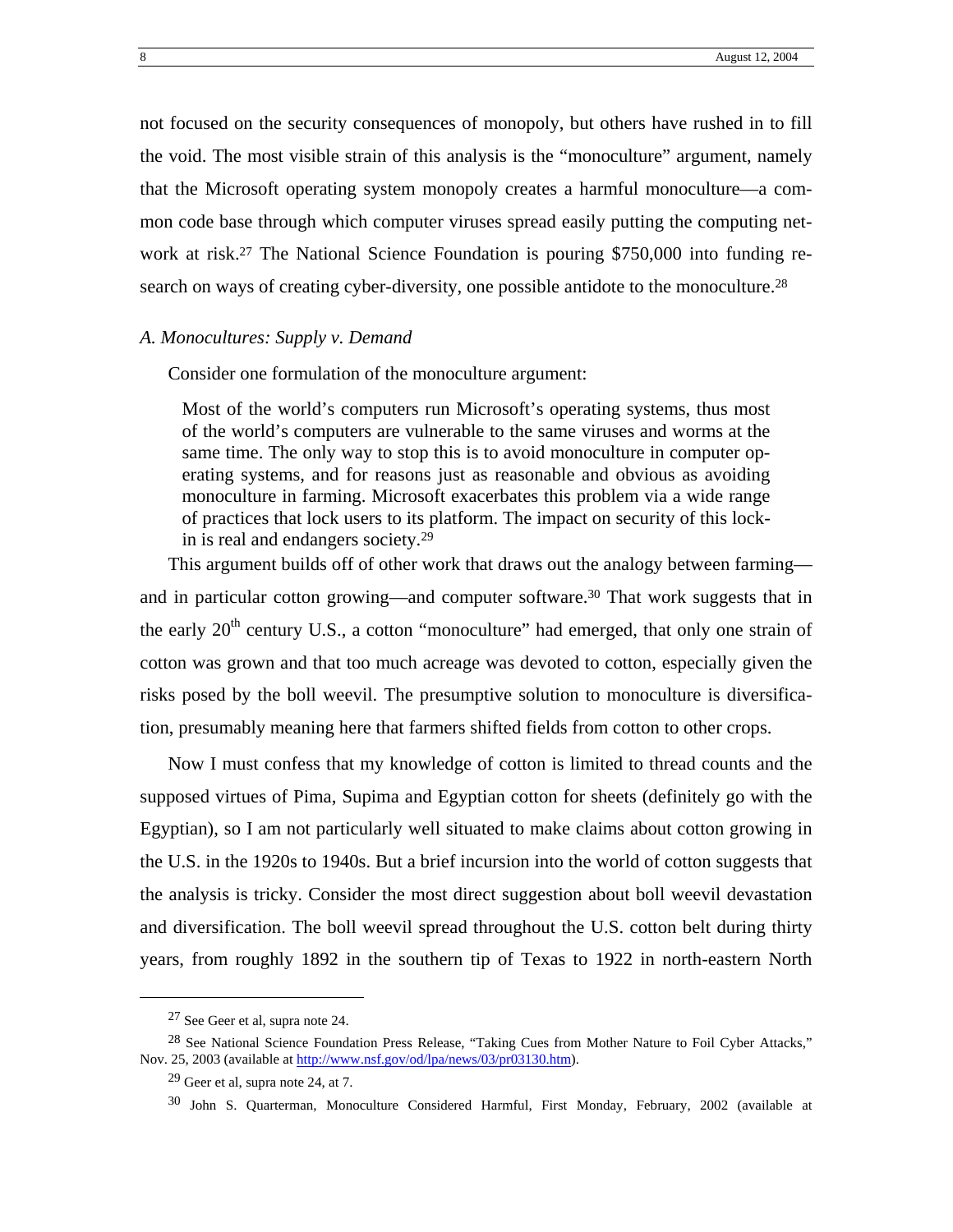not focused on the security consequences of monopoly, but others have rushed in to fill the void. The most visible strain of this analysis is the "monoculture" argument, namely that the Microsoft operating system monopoly creates a harmful monoculture—a common code base through which computer viruses spread easily putting the computing network at risk.[27] The National Science Foundation is pouring $750,000 into funding research on ways of creating cyber-diversity, one possible antidote to the monoculture.[28]

*A. Monocultures: Supply v. Demand*

Consider one formulation of the monoculture argument:

> Most of the world's computers run Microsoft's operating systems, thus most of the world's computers are vulnerable to the same viruses and worms at the same time. The only way to stop this is to avoid monoculture in computer operating systems, and for reasons just as reasonable and obvious as avoiding monoculture in farming. Microsoft exacerbates this problem via a wide range of practices that lock users to its platform. The impact on security of this lock-in is real and endangers society.[29]

This argument builds off of other work that draws out the analogy between farming—and in particular cotton growing—and computer software.[30] That work suggests that in the early 20th century U.S., a cotton "monoculture" had emerged, that only one strain of cotton was grown and that too much acreage was devoted to cotton, especially given the risks posed by the boll weevil. The presumptive solution to monoculture is diversification, presumably meaning here that farmers shifted fields from cotton to other crops.

Now I must confess that my knowledge of cotton is limited to thread counts and the supposed virtues of Pima, Supima and Egyptian cotton for sheets (definitely go with the Egyptian), so I am not particularly well situated to make claims about cotton growing in the U.S. in the 1920s to 1940s. But a brief incursion into the world of cotton suggests that the analysis is tricky. Consider the most direct suggestion about boll weevil devastation and diversification. The boll weevil spread throughout the U.S. cotton belt during thirty years, from roughly 1892 in the southern tip of Texas to 1922 in north-eastern North

---

[27] See Geer et al, supra note 24.

[28] See National Science Foundation Press Release, "Taking Cues from Mother Nature to Foil Cyber Attacks," Nov. 25, 2003 (available at http://www.nsf.gov/od/lpa/news/03/pr03130.htm).

[29] Geer et al, supra note 24, at 7.

[30] John S. Quarterman, Monoculture Considered Harmful, First Monday, February, 2002 (available at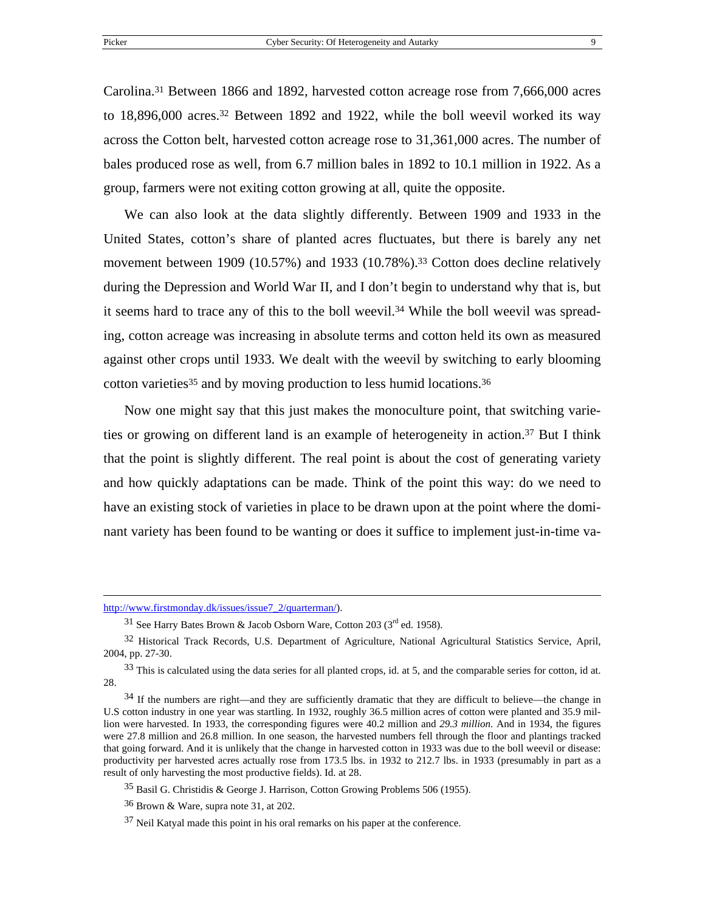Carolina.[31] Between 1866 and 1892, harvested cotton acreage rose from 7,666,000 acres to 18,896,000 acres.[32] Between 1892 and 1922, while the boll weevil worked its way across the Cotton belt, harvested cotton acreage rose to 31,361,000 acres. The number of bales produced rose as well, from 6.7 million bales in 1892 to 10.1 million in 1922. As a group, farmers were not exiting cotton growing at all, quite the opposite.

We can also look at the data slightly differently. Between 1909 and 1933 in the United States, cotton's share of planted acres fluctuates, but there is barely any net movement between 1909 (10.57%) and 1933 (10.78%).[33] Cotton does decline relatively during the Depression and World War II, and I don't begin to understand why that is, but it seems hard to trace any of this to the boll weevil.[34] While the boll weevil was spreading, cotton acreage was increasing in absolute terms and cotton held its own as measured against other crops until 1933. We dealt with the weevil by switching to early blooming cotton varieties[35] and by moving production to less humid locations.[36]

Now one might say that this just makes the monoculture point, that switching varieties or growing on different land is an example of heterogeneity in action.[37] But I think that the point is slightly different. The real point is about the cost of generating variety and how quickly adaptations can be made. Think of the point this way: do we need to have an existing stock of varieties in place to be drawn upon at the point where the dominant variety has been found to be wanting or does it suffice to implement just-in-time va-

---

http://www.firstmonday.dk/issues/issue7_2/quarterman/).

[31] See Harry Bates Brown & Jacob Osborn Ware, Cotton 203 (3rd ed. 1958).

[32] Historical Track Records, U.S. Department of Agriculture, National Agricultural Statistics Service, April, 2004, pp. 27-30.

[33] This is calculated using the data series for all planted crops, id. at 5, and the comparable series for cotton, id at. 28.

[34] If the numbers are right—and they are sufficiently dramatic that they are difficult to believe—the change in U.S cotton industry in one year was startling. In 1932, roughly 36.5 million acres of cotton were planted and 35.9 million were harvested. In 1933, the corresponding figures were 40.2 million and *29.3 million*. And in 1934, the figures were 27.8 million and 26.8 million. In one season, the harvested numbers fell through the floor and plantings tracked that going forward. And it is unlikely that the change in harvested cotton in 1933 was due to the boll weevil or disease: productivity per harvested acres actually rose from 173.5 lbs. in 1932 to 212.7 lbs. in 1933 (presumably in part as a result of only harvesting the most productive fields). Id. at 28.

[35] Basil G. Christidis & George J. Harrison, Cotton Growing Problems 506 (1955).

[36] Brown & Ware, supra note 31, at 202.

[37] Neil Katyal made this point in his oral remarks on his paper at the conference.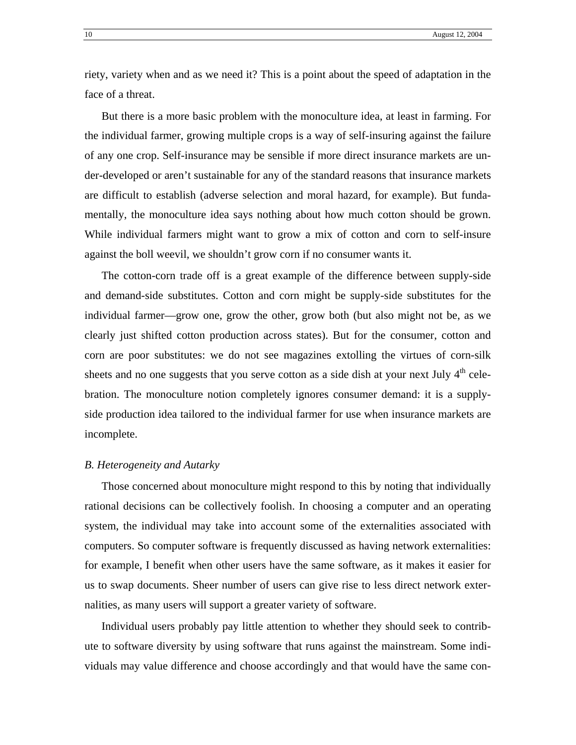riety, variety when and as we need it? This is a point about the speed of adaptation in the face of a threat.

But there is a more basic problem with the monoculture idea, at least in farming. For the individual farmer, growing multiple crops is a way of self-insuring against the failure of any one crop. Self-insurance may be sensible if more direct insurance markets are under-developed or aren't sustainable for any of the standard reasons that insurance markets are difficult to establish (adverse selection and moral hazard, for example). But fundamentally, the monoculture idea says nothing about how much cotton should be grown. While individual farmers might want to grow a mix of cotton and corn to self-insure against the boll weevil, we shouldn't grow corn if no consumer wants it.

The cotton-corn trade off is a great example of the difference between supply-side and demand-side substitutes. Cotton and corn might be supply-side substitutes for the individual farmer—grow one, grow the other, grow both (but also might not be, as we clearly just shifted cotton production across states). But for the consumer, cotton and corn are poor substitutes: we do not see magazines extolling the virtues of corn-silk sheets and no one suggests that you serve cotton as a side dish at your next July 4th celebration. The monoculture notion completely ignores consumer demand: it is a supply-side production idea tailored to the individual farmer for use when insurance markets are incomplete.

### *B. Heterogeneity and Autarky*

Those concerned about monoculture might respond to this by noting that individually rational decisions can be collectively foolish. In choosing a computer and an operating system, the individual may take into account some of the externalities associated with computers. So computer software is frequently discussed as having network externalities: for example, I benefit when other users have the same software, as it makes it easier for us to swap documents. Sheer number of users can give rise to less direct network externalities, as many users will support a greater variety of software.

Individual users probably pay little attention to whether they should seek to contribute to software diversity by using software that runs against the mainstream. Some individuals may value difference and choose accordingly and that would have the same con-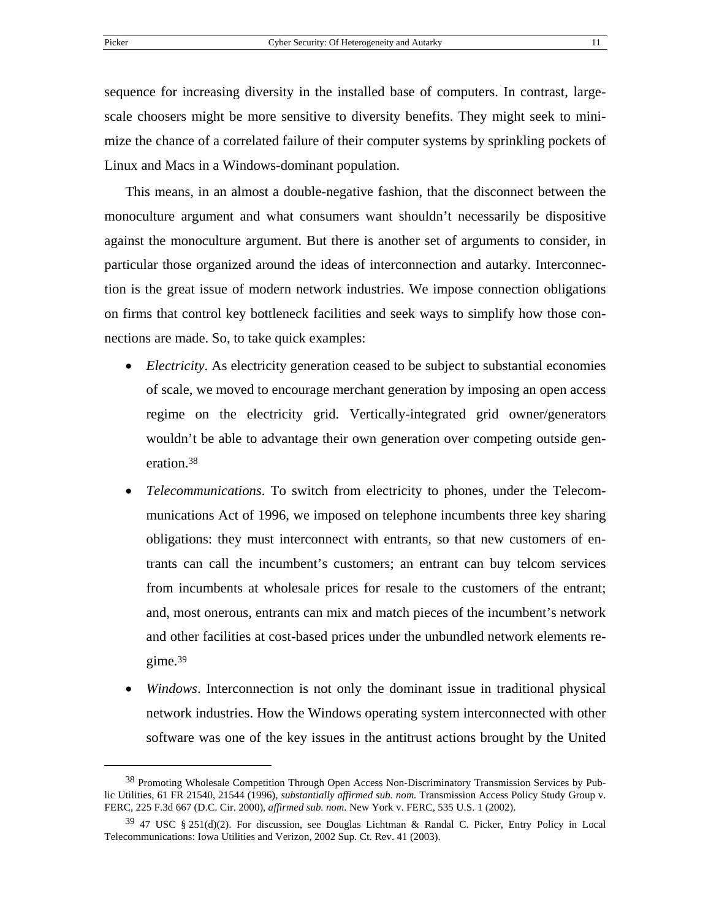sequence for increasing diversity in the installed base of computers. In contrast, large-scale choosers might be more sensitive to diversity benefits. They might seek to minimize the chance of a correlated failure of their computer systems by sprinkling pockets of Linux and Macs in a Windows-dominant population.

This means, in an almost a double-negative fashion, that the disconnect between the monoculture argument and what consumers want shouldn't necessarily be dispositive against the monoculture argument. But there is another set of arguments to consider, in particular those organized around the ideas of interconnection and autarky. Interconnection is the great issue of modern network industries. We impose connection obligations on firms that control key bottleneck facilities and seek ways to simplify how those connections are made. So, to take quick examples:

- *Electricity*. As electricity generation ceased to be subject to substantial economies of scale, we moved to encourage merchant generation by imposing an open access regime on the electricity grid. Vertically-integrated grid owner/generators wouldn't be able to advantage their own generation over competing outside generation.[38]
- *Telecommunications*. To switch from electricity to phones, under the Telecommunications Act of 1996, we imposed on telephone incumbents three key sharing obligations: they must interconnect with entrants, so that new customers of entrants can call the incumbent's customers; an entrant can buy telcom services from incumbents at wholesale prices for resale to the customers of the entrant; and, most onerous, entrants can mix and match pieces of the incumbent's network and other facilities at cost-based prices under the unbundled network elements regime.[39]
- *Windows*. Interconnection is not only the dominant issue in traditional physical network industries. How the Windows operating system interconnected with other software was one of the key issues in the antitrust actions brought by the United

---

[38] Promoting Wholesale Competition Through Open Access Non-Discriminatory Transmission Services by Public Utilities, 61 FR 21540, 21544 (1996), *substantially affirmed sub. nom.* Transmission Access Policy Study Group v. FERC, 225 F.3d 667 (D.C. Cir. 2000), *affirmed sub. nom.* New York v. FERC, 535 U.S. 1 (2002).

[39] 47 USC § 251(d)(2). For discussion, see Douglas Lichtman & Randal C. Picker, Entry Policy in Local Telecommunications: Iowa Utilities and Verizon, 2002 Sup. Ct. Rev. 41 (2003).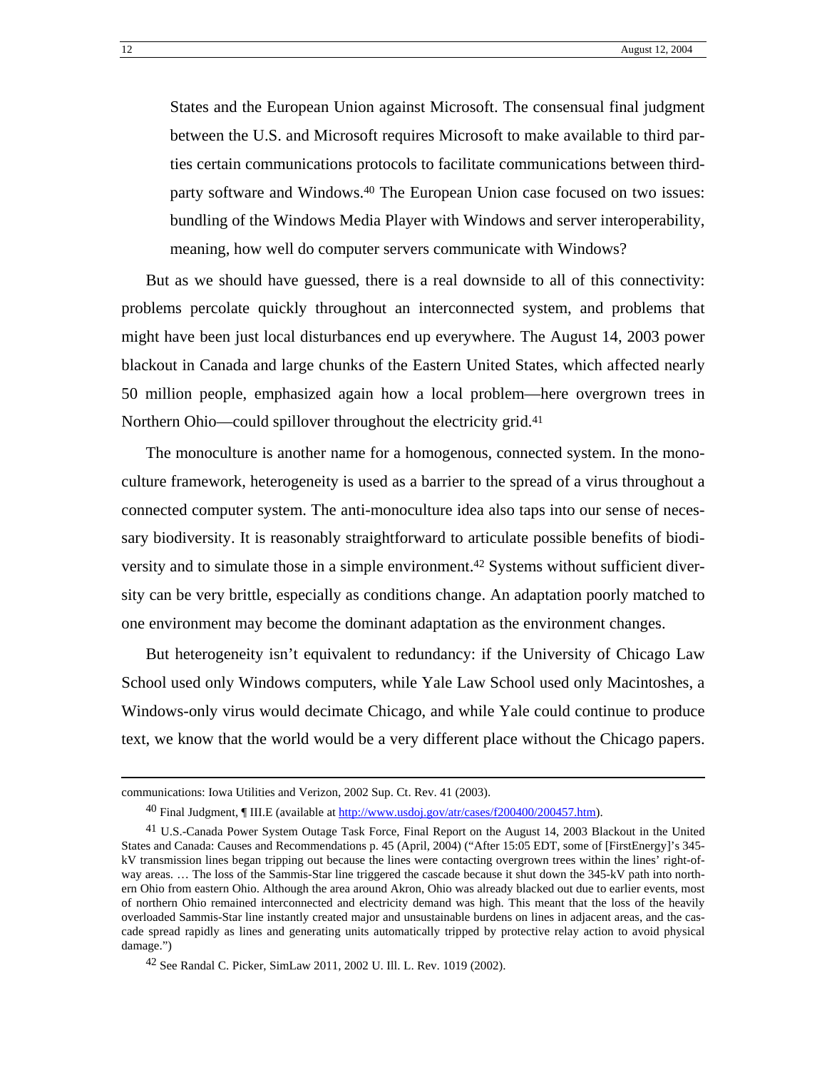States and the European Union against Microsoft. The consensual final judgment between the U.S. and Microsoft requires Microsoft to make available to third parties certain communications protocols to facilitate communications between third-party software and Windows.[40] The European Union case focused on two issues: bundling of the Windows Media Player with Windows and server interoperability, meaning, how well do computer servers communicate with Windows?

But as we should have guessed, there is a real downside to all of this connectivity: problems percolate quickly throughout an interconnected system, and problems that might have been just local disturbances end up everywhere. The August 14, 2003 power blackout in Canada and large chunks of the Eastern United States, which affected nearly 50 million people, emphasized again how a local problem—here overgrown trees in Northern Ohio—could spillover throughout the electricity grid.[41]

The monoculture is another name for a homogenous, connected system. In the monoculture framework, heterogeneity is used as a barrier to the spread of a virus throughout a connected computer system. The anti-monoculture idea also taps into our sense of necessary biodiversity. It is reasonably straightforward to articulate possible benefits of biodiversity and to simulate those in a simple environment.[42] Systems without sufficient diversity can be very brittle, especially as conditions change. An adaptation poorly matched to one environment may become the dominant adaptation as the environment changes.

But heterogeneity isn't equivalent to redundancy: if the University of Chicago Law School used only Windows computers, while Yale Law School used only Macintoshes, a Windows-only virus would decimate Chicago, and while Yale could continue to produce text, we know that the world would be a very different place without the Chicago papers.

---

communications: Iowa Utilities and Verizon, 2002 Sup. Ct. Rev. 41 (2003).

[40] Final Judgment, ¶ III.E (available at http://www.usdoj.gov/atr/cases/f200400/200457.htm).

[41] U.S.-Canada Power System Outage Task Force, Final Report on the August 14, 2003 Blackout in the United States and Canada: Causes and Recommendations p. 45 (April, 2004) ("After 15:05 EDT, some of [FirstEnergy]'s 345-kV transmission lines began tripping out because the lines were contacting overgrown trees within the lines' right-of-way areas. … The loss of the Sammis-Star line triggered the cascade because it shut down the 345-kV path into northern Ohio from eastern Ohio. Although the area around Akron, Ohio was already blacked out due to earlier events, most of northern Ohio remained interconnected and electricity demand was high. This meant that the loss of the heavily overloaded Sammis-Star line instantly created major and unsustainable burdens on lines in adjacent areas, and the cascade spread rapidly as lines and generating units automatically tripped by protective relay action to avoid physical damage.")

[42] See Randal C. Picker, SimLaw 2011, 2002 U. Ill. L. Rev. 1019 (2002).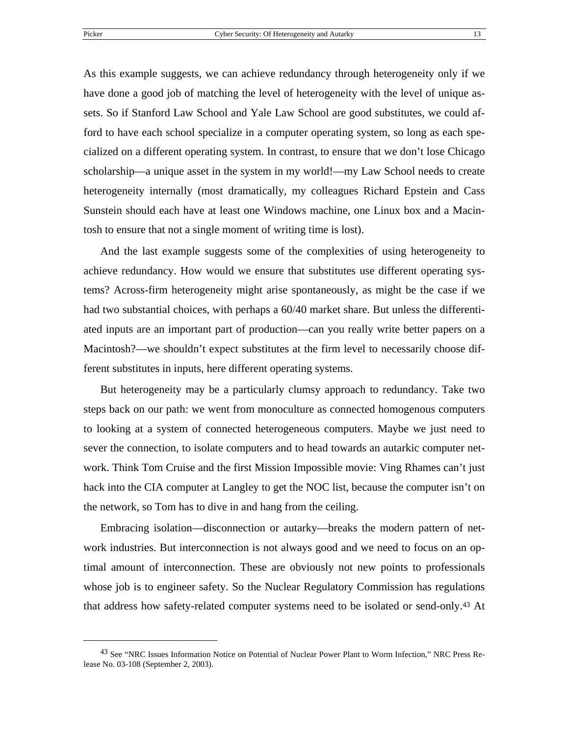As this example suggests, we can achieve redundancy through heterogeneity only if we have done a good job of matching the level of heterogeneity with the level of unique assets. So if Stanford Law School and Yale Law School are good substitutes, we could afford to have each school specialize in a computer operating system, so long as each specialized on a different operating system. In contrast, to ensure that we don't lose Chicago scholarship—a unique asset in the system in my world!—my Law School needs to create heterogeneity internally (most dramatically, my colleagues Richard Epstein and Cass Sunstein should each have at least one Windows machine, one Linux box and a Macintosh to ensure that not a single moment of writing time is lost).

And the last example suggests some of the complexities of using heterogeneity to achieve redundancy. How would we ensure that substitutes use different operating systems? Across-firm heterogeneity might arise spontaneously, as might be the case if we had two substantial choices, with perhaps a 60/40 market share. But unless the differentiated inputs are an important part of production—can you really write better papers on a Macintosh?—we shouldn't expect substitutes at the firm level to necessarily choose different substitutes in inputs, here different operating systems.

But heterogeneity may be a particularly clumsy approach to redundancy. Take two steps back on our path: we went from monoculture as connected homogenous computers to looking at a system of connected heterogeneous computers. Maybe we just need to sever the connection, to isolate computers and to head towards an autarkic computer network. Think Tom Cruise and the first Mission Impossible movie: Ving Rhames can't just hack into the CIA computer at Langley to get the NOC list, because the computer isn't on the network, so Tom has to dive in and hang from the ceiling.

Embracing isolation—disconnection or autarky—breaks the modern pattern of network industries. But interconnection is not always good and we need to focus on an optimal amount of interconnection. These are obviously not new points to professionals whose job is to engineer safety. So the Nuclear Regulatory Commission has regulations that address how safety-related computer systems need to be isolated or send-only.[43] At

[43] See "NRC Issues Information Notice on Potential of Nuclear Power Plant to Worm Infection," NRC Press Release No. 03-108 (September 2, 2003).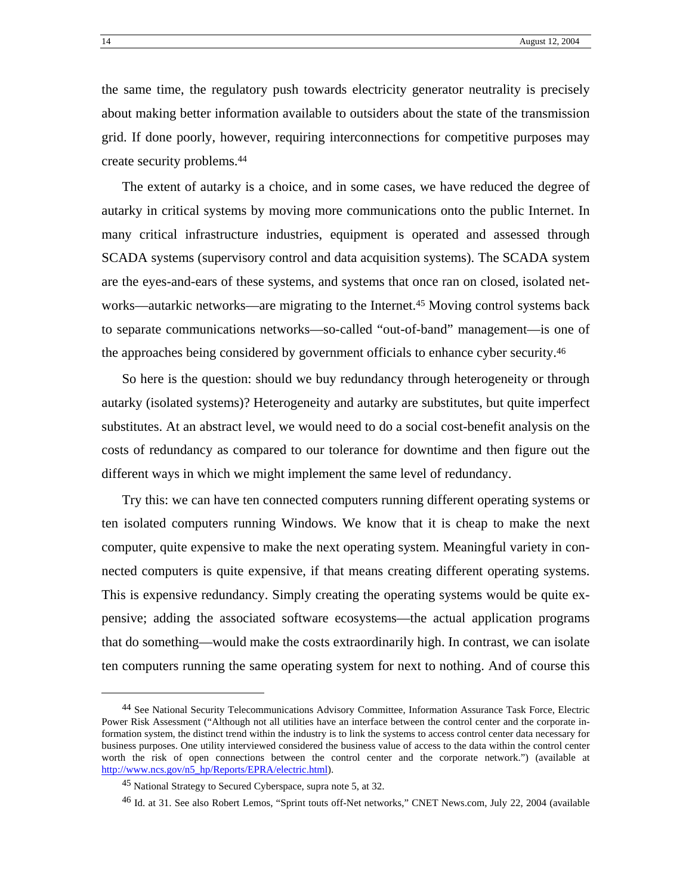the same time, the regulatory push towards electricity generator neutrality is precisely about making better information available to outsiders about the state of the transmission grid. If done poorly, however, requiring interconnections for competitive purposes may create security problems.[44]

The extent of autarky is a choice, and in some cases, we have reduced the degree of autarky in critical systems by moving more communications onto the public Internet. In many critical infrastructure industries, equipment is operated and assessed through SCADA systems (supervisory control and data acquisition systems). The SCADA system are the eyes-and-ears of these systems, and systems that once ran on closed, isolated networks—autarkic networks—are migrating to the Internet.[45] Moving control systems back to separate communications networks—so-called "out-of-band" management—is one of the approaches being considered by government officials to enhance cyber security.[46]

So here is the question: should we buy redundancy through heterogeneity or through autarky (isolated systems)? Heterogeneity and autarky are substitutes, but quite imperfect substitutes. At an abstract level, we would need to do a social cost-benefit analysis on the costs of redundancy as compared to our tolerance for downtime and then figure out the different ways in which we might implement the same level of redundancy.

Try this: we can have ten connected computers running different operating systems or ten isolated computers running Windows. We know that it is cheap to make the next computer, quite expensive to make the next operating system. Meaningful variety in connected computers is quite expensive, if that means creating different operating systems. This is expensive redundancy. Simply creating the operating systems would be quite expensive; adding the associated software ecosystems—the actual application programs that do something—would make the costs extraordinarily high. In contrast, we can isolate ten computers running the same operating system for next to nothing. And of course this

---

[44] See National Security Telecommunications Advisory Committee, Information Assurance Task Force, Electric Power Risk Assessment ("Although not all utilities have an interface between the control center and the corporate information system, the distinct trend within the industry is to link the systems to access control center data necessary for business purposes. One utility interviewed considered the business value of access to the data within the control center worth the risk of open connections between the control center and the corporate network.") (available at http://www.ncs.gov/n5_hp/Reports/EPRA/electric.html).

[45] National Strategy to Secured Cyberspace, supra note 5, at 32.

[46] Id. at 31. See also Robert Lemos, "Sprint touts off-Net networks," CNET News.com, July 22, 2004 (available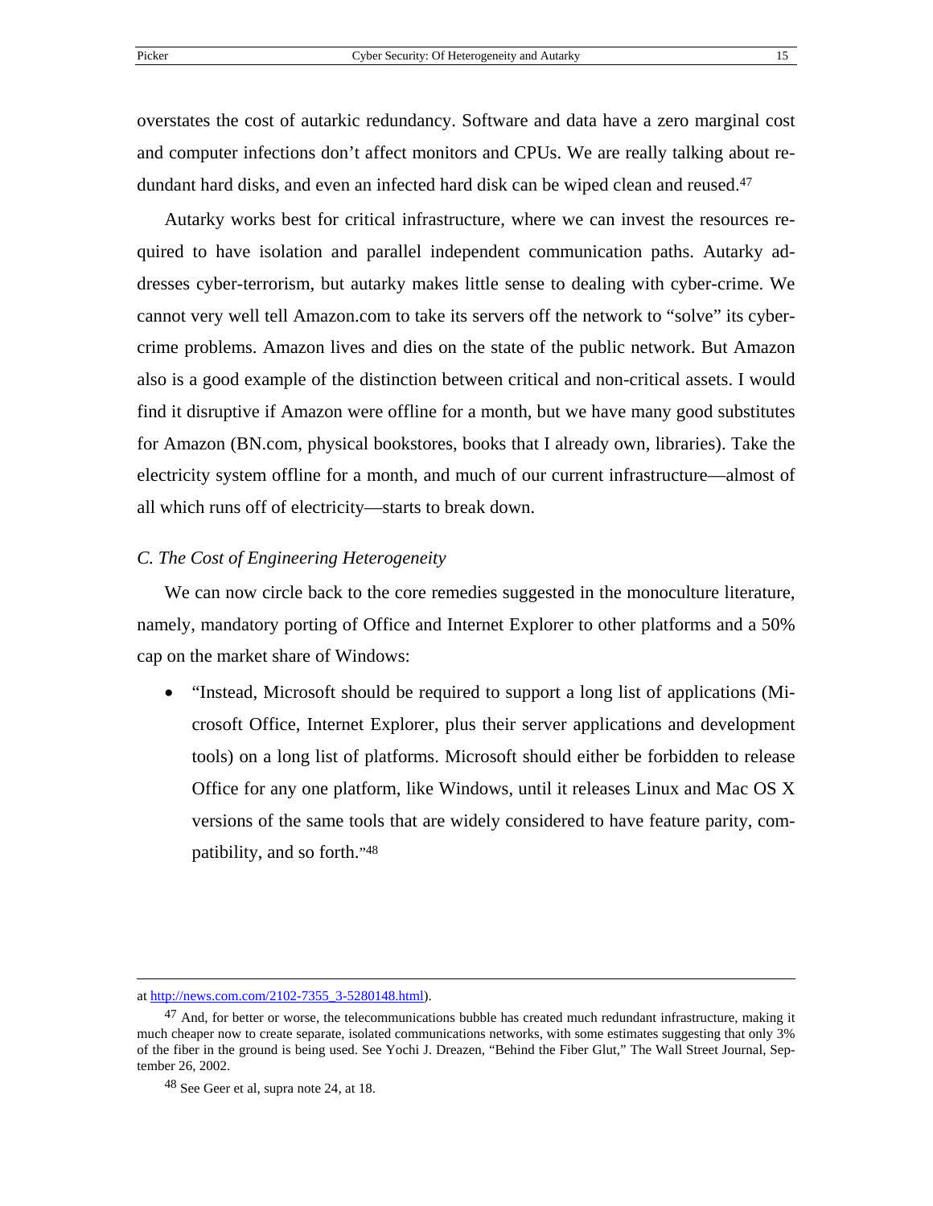overstates the cost of autarkic redundancy. Software and data have a zero marginal cost and computer infections don't affect monitors and CPUs. We are really talking about redundant hard disks, and even an infected hard disk can be wiped clean and reused.[47]

Autarky works best for critical infrastructure, where we can invest the resources required to have isolation and parallel independent communication paths. Autarky addresses cyber-terrorism, but autarky makes little sense to dealing with cyber-crime. We cannot very well tell Amazon.com to take its servers off the network to "solve" its cyber-crime problems. Amazon lives and dies on the state of the public network. But Amazon also is a good example of the distinction between critical and non-critical assets. I would find it disruptive if Amazon were offline for a month, but we have many good substitutes for Amazon (BN.com, physical bookstores, books that I already own, libraries). Take the electricity system offline for a month, and much of our current infrastructure—almost of all which runs off of electricity—starts to break down.

### *C. The Cost of Engineering Heterogeneity*

We can now circle back to the core remedies suggested in the monoculture literature, namely, mandatory porting of Office and Internet Explorer to other platforms and a 50% cap on the market share of Windows:

- "Instead, Microsoft should be required to support a long list of applications (Microsoft Office, Internet Explorer, plus their server applications and development tools) on a long list of platforms. Microsoft should either be forbidden to release Office for any one platform, like Windows, until it releases Linux and Mac OS X versions of the same tools that are widely considered to have feature parity, compatibility, and so forth."[48]

---

at http://news.com.com/2102-7355_3-5280148.html).

[47] And, for better or worse, the telecommunications bubble has created much redundant infrastructure, making it much cheaper now to create separate, isolated communications networks, with some estimates suggesting that only 3% of the fiber in the ground is being used. See Yochi J. Dreazen, "Behind the Fiber Glut," The Wall Street Journal, September 26, 2002.

[48] See Geer et al, supra note 24, at 18.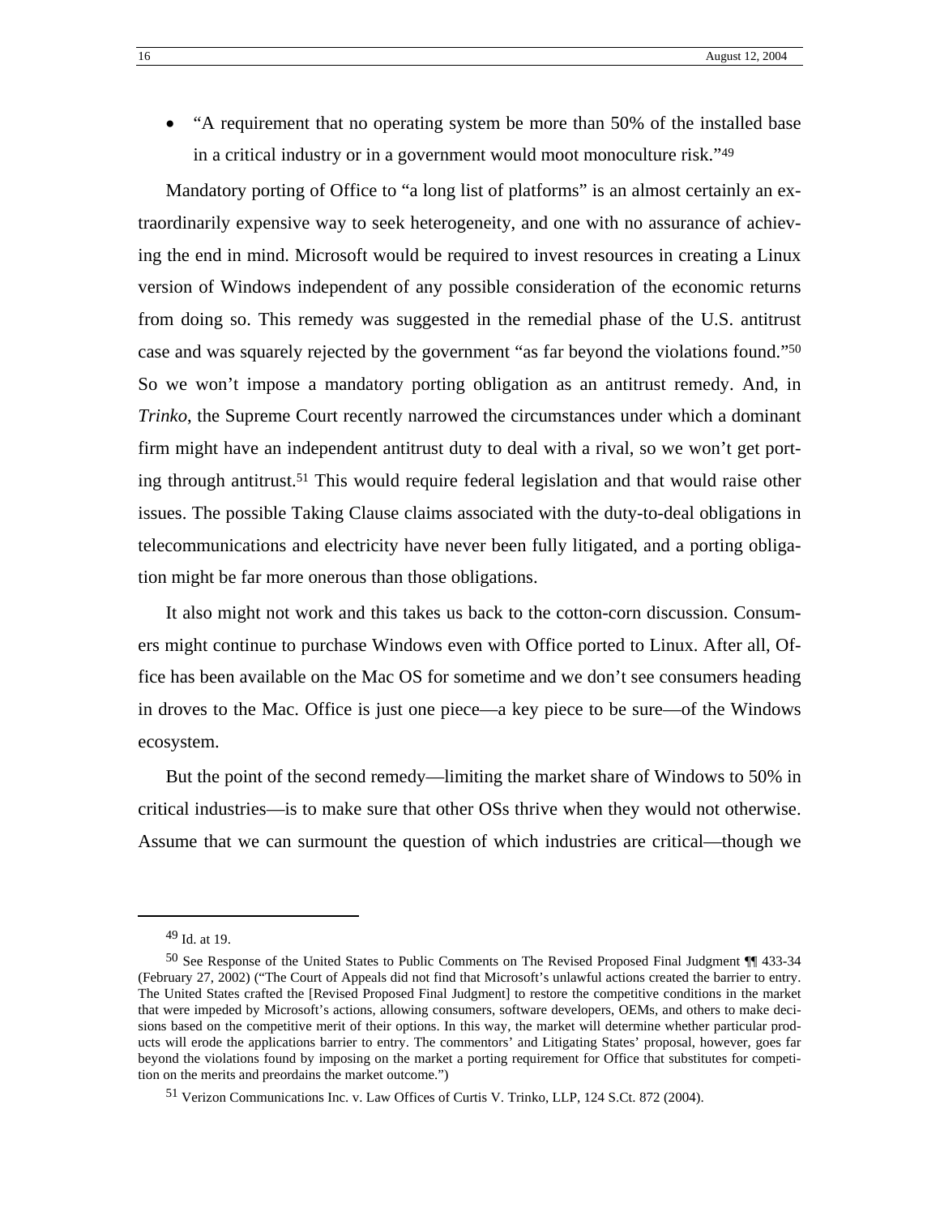- "A requirement that no operating system be more than 50% of the installed base in a critical industry or in a government would moot monoculture risk."[49]

Mandatory porting of Office to "a long list of platforms" is an almost certainly an extraordinarily expensive way to seek heterogeneity, and one with no assurance of achieving the end in mind. Microsoft would be required to invest resources in creating a Linux version of Windows independent of any possible consideration of the economic returns from doing so. This remedy was suggested in the remedial phase of the U.S. antitrust case and was squarely rejected by the government "as far beyond the violations found."[50] So we won't impose a mandatory porting obligation as an antitrust remedy. And, in *Trinko*, the Supreme Court recently narrowed the circumstances under which a dominant firm might have an independent antitrust duty to deal with a rival, so we won't get porting through antitrust.[51] This would require federal legislation and that would raise other issues. The possible Taking Clause claims associated with the duty-to-deal obligations in telecommunications and electricity have never been fully litigated, and a porting obligation might be far more onerous than those obligations.

It also might not work and this takes us back to the cotton-corn discussion. Consumers might continue to purchase Windows even with Office ported to Linux. After all, Office has been available on the Mac OS for sometime and we don't see consumers heading in droves to the Mac. Office is just one piece—a key piece to be sure—of the Windows ecosystem.

But the point of the second remedy—limiting the market share of Windows to 50% in critical industries—is to make sure that other OSs thrive when they would not otherwise. Assume that we can surmount the question of which industries are critical—though we

---

[49] Id. at 19.

[50] See Response of the United States to Public Comments on The Revised Proposed Final Judgment ¶¶ 433-34 (February 27, 2002) ("The Court of Appeals did not find that Microsoft's unlawful actions created the barrier to entry. The United States crafted the [Revised Proposed Final Judgment] to restore the competitive conditions in the market that were impeded by Microsoft's actions, allowing consumers, software developers, OEMs, and others to make decisions based on the competitive merit of their options. In this way, the market will determine whether particular products will erode the applications barrier to entry. The commentors' and Litigating States' proposal, however, goes far beyond the violations found by imposing on the market a porting requirement for Office that substitutes for competition on the merits and preordains the market outcome.")

[51] Verizon Communications Inc. v. Law Offices of Curtis V. Trinko, LLP, 124 S.Ct. 872 (2004).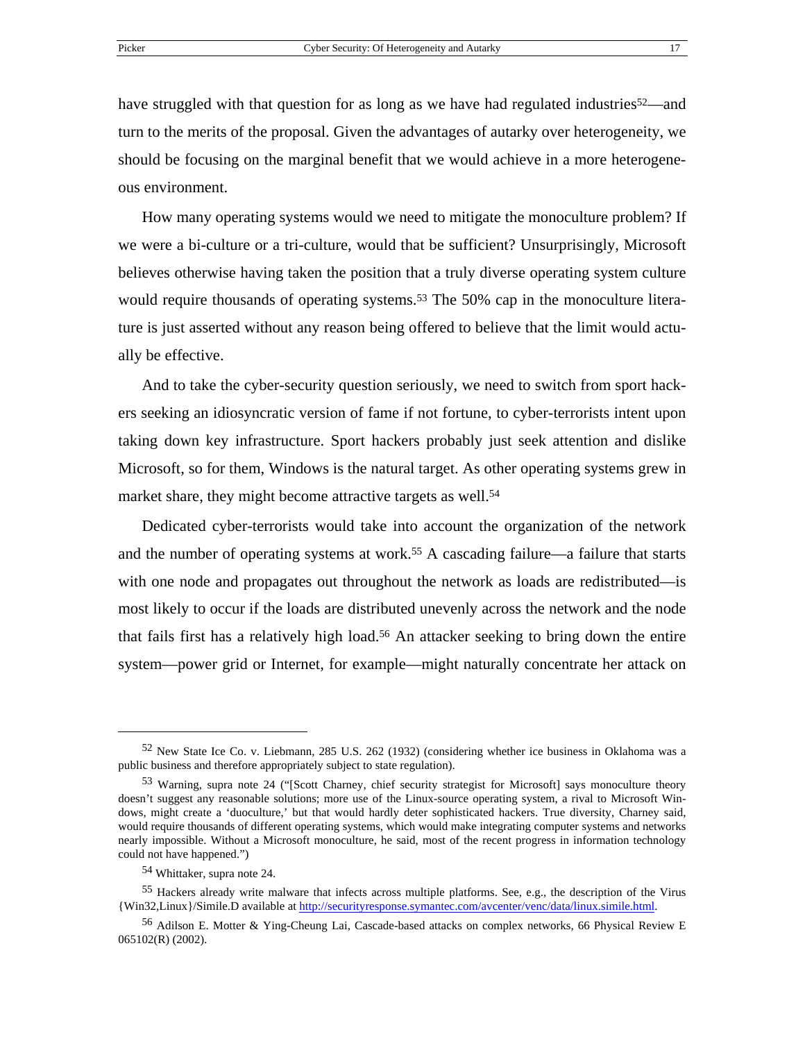have struggled with that question for as long as we have had regulated industries[52]—and turn to the merits of the proposal. Given the advantages of autarky over heterogeneity, we should be focusing on the marginal benefit that we would achieve in a more heterogeneous environment.

How many operating systems would we need to mitigate the monoculture problem? If we were a bi-culture or a tri-culture, would that be sufficient? Unsurprisingly, Microsoft believes otherwise having taken the position that a truly diverse operating system culture would require thousands of operating systems.[53] The 50% cap in the monoculture literature is just asserted without any reason being offered to believe that the limit would actually be effective.

And to take the cyber-security question seriously, we need to switch from sport hackers seeking an idiosyncratic version of fame if not fortune, to cyber-terrorists intent upon taking down key infrastructure. Sport hackers probably just seek attention and dislike Microsoft, so for them, Windows is the natural target. As other operating systems grew in market share, they might become attractive targets as well.[54]

Dedicated cyber-terrorists would take into account the organization of the network and the number of operating systems at work.[55] A cascading failure—a failure that starts with one node and propagates out throughout the network as loads are redistributed—is most likely to occur if the loads are distributed unevenly across the network and the node that fails first has a relatively high load.[56] An attacker seeking to bring down the entire system—power grid or Internet, for example—might naturally concentrate her attack on

---

[52] New State Ice Co. v. Liebmann, 285 U.S. 262 (1932) (considering whether ice business in Oklahoma was a public business and therefore appropriately subject to state regulation).

[53] Warning, supra note 24 ("[Scott Charney, chief security strategist for Microsoft] says monoculture theory doesn't suggest any reasonable solutions; more use of the Linux-source operating system, a rival to Microsoft Windows, might create a 'duoculture,' but that would hardly deter sophisticated hackers. True diversity, Charney said, would require thousands of different operating systems, which would make integrating computer systems and networks nearly impossible. Without a Microsoft monoculture, he said, most of the recent progress in information technology could not have happened.")

[54] Whittaker, supra note 24.

[55] Hackers already write malware that infects across multiple platforms. See, e.g., the description of the Virus {Win32,Linux}/Simile.D available at http://securityresponse.symantec.com/avcenter/venc/data/linux.simile.html.

[56] Adilson E. Motter & Ying-Cheung Lai, Cascade-based attacks on complex networks, 66 Physical Review E 065102(R) (2002).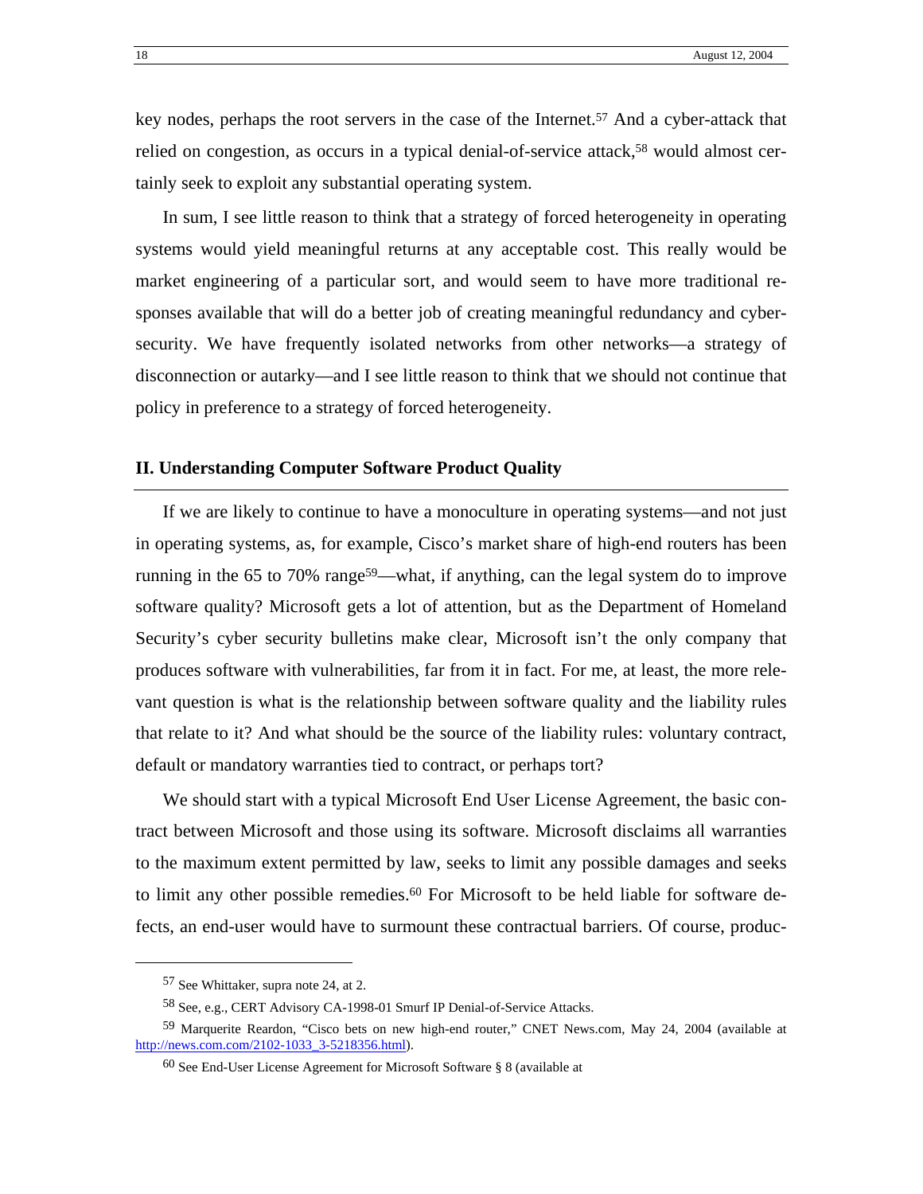key nodes, perhaps the root servers in the case of the Internet.[57] And a cyber-attack that relied on congestion, as occurs in a typical denial-of-service attack,[58] would almost certainly seek to exploit any substantial operating system.

In sum, I see little reason to think that a strategy of forced heterogeneity in operating systems would yield meaningful returns at any acceptable cost. This really would be market engineering of a particular sort, and would seem to have more traditional responses available that will do a better job of creating meaningful redundancy and cybersecurity. We have frequently isolated networks from other networks—a strategy of disconnection or autarky—and I see little reason to think that we should not continue that policy in preference to a strategy of forced heterogeneity.

## II. Understanding Computer Software Product Quality

If we are likely to continue to have a monoculture in operating systems—and not just in operating systems, as, for example, Cisco's market share of high-end routers has been running in the 65 to 70% range[59]—what, if anything, can the legal system do to improve software quality? Microsoft gets a lot of attention, but as the Department of Homeland Security's cyber security bulletins make clear, Microsoft isn't the only company that produces software with vulnerabilities, far from it in fact. For me, at least, the more relevant question is what is the relationship between software quality and the liability rules that relate to it? And what should be the source of the liability rules: voluntary contract, default or mandatory warranties tied to contract, or perhaps tort?

We should start with a typical Microsoft End User License Agreement, the basic contract between Microsoft and those using its software. Microsoft disclaims all warranties to the maximum extent permitted by law, seeks to limit any possible damages and seeks to limit any other possible remedies.[60] For Microsoft to be held liable for software defects, an end-user would have to surmount these contractual barriers. Of course, produc-

---

[57] See Whittaker, supra note 24, at 2.

[58] See, e.g., CERT Advisory CA-1998-01 Smurf IP Denial-of-Service Attacks.

[59] Marquerite Reardon, "Cisco bets on new high-end router," CNET News.com, May 24, 2004 (available at http://news.com.com/2102-1033_3-5218356.html).

[60] See End-User License Agreement for Microsoft Software § 8 (available at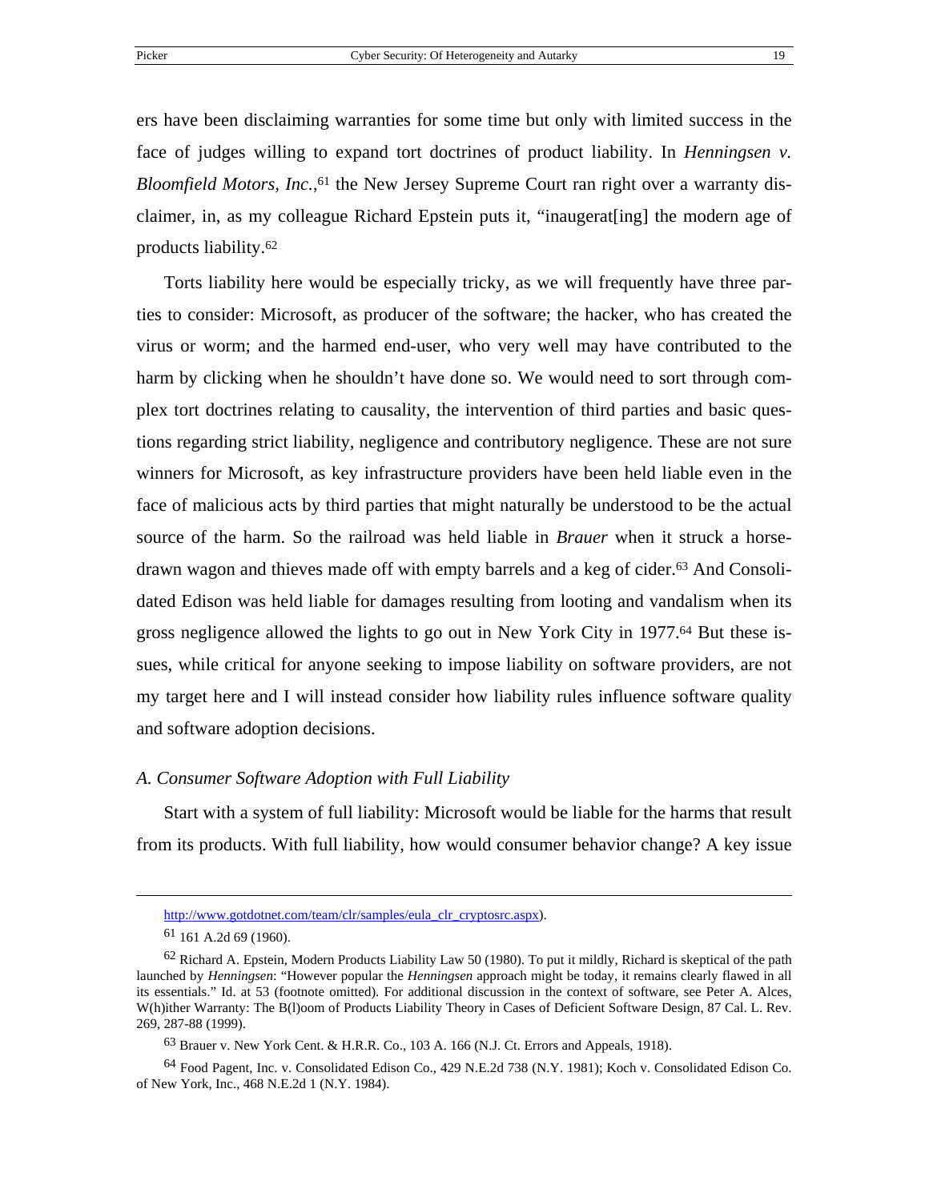ers have been disclaiming warranties for some time but only with limited success in the face of judges willing to expand tort doctrines of product liability. In *Henningsen v. Bloomfield Motors, Inc.*,[61] the New Jersey Supreme Court ran right over a warranty disclaimer, in, as my colleague Richard Epstein puts it, "inaugerat[ing] the modern age of products liability.[62]

Torts liability here would be especially tricky, as we will frequently have three parties to consider: Microsoft, as producer of the software; the hacker, who has created the virus or worm; and the harmed end-user, who very well may have contributed to the harm by clicking when he shouldn't have done so. We would need to sort through complex tort doctrines relating to causality, the intervention of third parties and basic questions regarding strict liability, negligence and contributory negligence. These are not sure winners for Microsoft, as key infrastructure providers have been held liable even in the face of malicious acts by third parties that might naturally be understood to be the actual source of the harm. So the railroad was held liable in *Brauer* when it struck a horse-drawn wagon and thieves made off with empty barrels and a keg of cider.[63] And Consolidated Edison was held liable for damages resulting from looting and vandalism when its gross negligence allowed the lights to go out in New York City in 1977.[64] But these issues, while critical for anyone seeking to impose liability on software providers, are not my target here and I will instead consider how liability rules influence software quality and software adoption decisions.

### *A. Consumer Software Adoption with Full Liability*

Start with a system of full liability: Microsoft would be liable for the harms that result from its products. With full liability, how would consumer behavior change? A key issue

---

http://www.gotdotnet.com/team/clr/samples/eula_clr_cryptosrc.aspx).

[61] 161 A.2d 69 (1960).

[62] Richard A. Epstein, Modern Products Liability Law 50 (1980). To put it mildly, Richard is skeptical of the path launched by *Henningsen*: "However popular the *Henningsen* approach might be today, it remains clearly flawed in all its essentials." Id. at 53 (footnote omitted). For additional discussion in the context of software, see Peter A. Alces, W(h)ither Warranty: The B(l)oom of Products Liability Theory in Cases of Deficient Software Design, 87 Cal. L. Rev. 269, 287-88 (1999).

[63] Brauer v. New York Cent. & H.R.R. Co., 103 A. 166 (N.J. Ct. Errors and Appeals, 1918).

[64] Food Pagent, Inc. v. Consolidated Edison Co., 429 N.E.2d 738 (N.Y. 1981); Koch v. Consolidated Edison Co. of New York, Inc., 468 N.E.2d 1 (N.Y. 1984).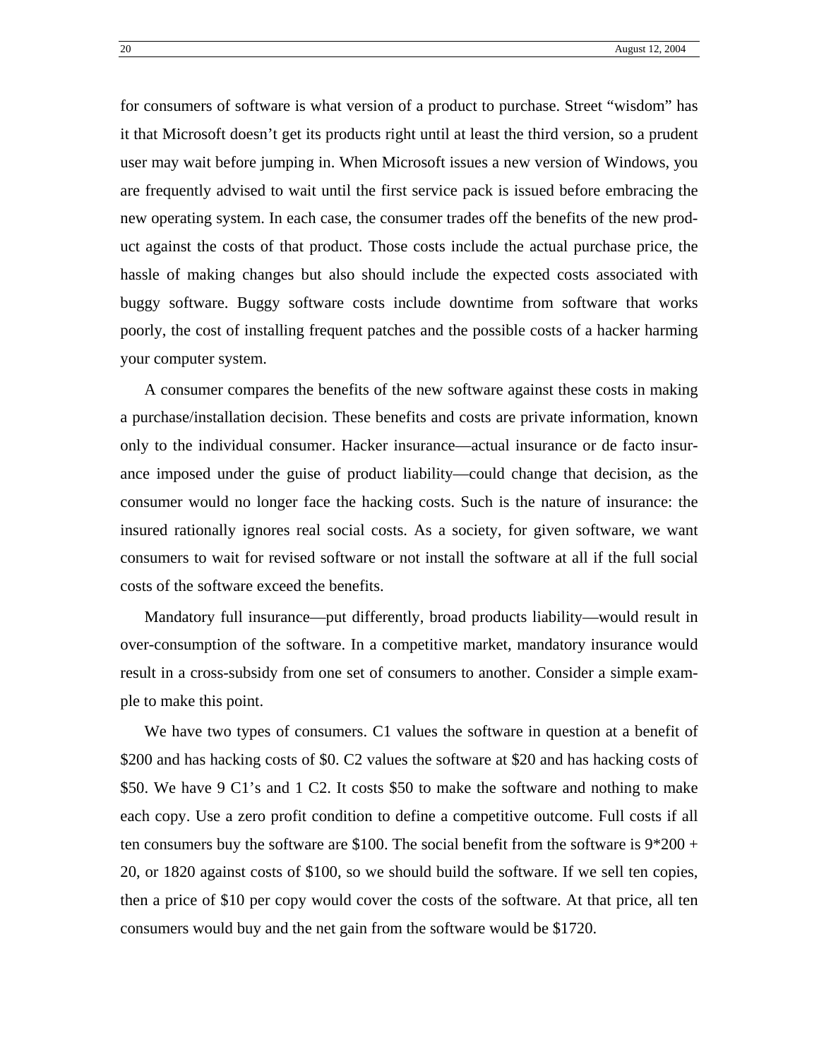for consumers of software is what version of a product to purchase. Street "wisdom" has it that Microsoft doesn't get its products right until at least the third version, so a prudent user may wait before jumping in. When Microsoft issues a new version of Windows, you are frequently advised to wait until the first service pack is issued before embracing the new operating system. In each case, the consumer trades off the benefits of the new product against the costs of that product. Those costs include the actual purchase price, the hassle of making changes but also should include the expected costs associated with buggy software. Buggy software costs include downtime from software that works poorly, the cost of installing frequent patches and the possible costs of a hacker harming your computer system.

A consumer compares the benefits of the new software against these costs in making a purchase/installation decision. These benefits and costs are private information, known only to the individual consumer. Hacker insurance—actual insurance or de facto insurance imposed under the guise of product liability—could change that decision, as the consumer would no longer face the hacking costs. Such is the nature of insurance: the insured rationally ignores real social costs. As a society, for given software, we want consumers to wait for revised software or not install the software at all if the full social costs of the software exceed the benefits.

Mandatory full insurance—put differently, broad products liability—would result in over-consumption of the software. In a competitive market, mandatory insurance would result in a cross-subsidy from one set of consumers to another. Consider a simple example to make this point.

We have two types of consumers. C1 values the software in question at a benefit of \$200 and has hacking costs of \$0. C2 values the software at \$20 and has hacking costs of \$50. We have 9 C1's and 1 C2. It costs \$50 to make the software and nothing to make each copy. Use a zero profit condition to define a competitive outcome. Full costs if all ten consumers buy the software are \$100. The social benefit from the software is 9*200 + 20, or 1820 against costs of \$100, so we should build the software. If we sell ten copies, then a price of \$10 per copy would cover the costs of the software. At that price, all ten consumers would buy and the net gain from the software would be \$1720.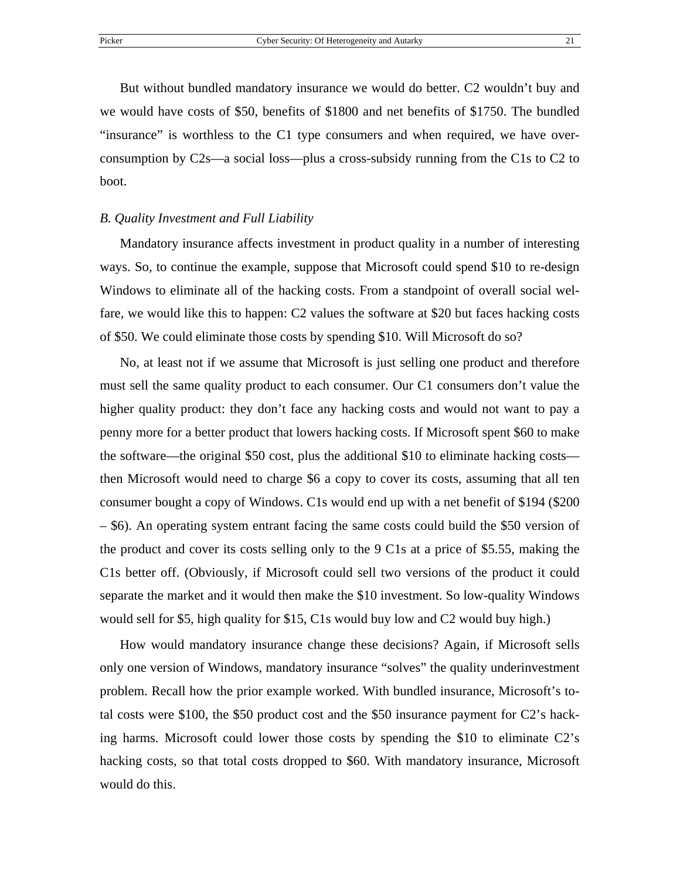But without bundled mandatory insurance we would do better. C2 wouldn't buy and we would have costs of $50, benefits of $1800 and net benefits of $1750. The bundled "insurance" is worthless to the C1 type consumers and when required, we have over-consumption by C2s—a social loss—plus a cross-subsidy running from the C1s to C2 to boot.

*B. Quality Investment and Full Liability*

Mandatory insurance affects investment in product quality in a number of interesting ways. So, to continue the example, suppose that Microsoft could spend $10 to re-design Windows to eliminate all of the hacking costs. From a standpoint of overall social welfare, we would like this to happen: C2 values the software at $20 but faces hacking costs of $50. We could eliminate those costs by spending $10. Will Microsoft do so?

No, at least not if we assume that Microsoft is just selling one product and therefore must sell the same quality product to each consumer. Our C1 consumers don't value the higher quality product: they don't face any hacking costs and would not want to pay a penny more for a better product that lowers hacking costs. If Microsoft spent $60 to make the software—the original $50 cost, plus the additional $10 to eliminate hacking costs—then Microsoft would need to charge $6 a copy to cover its costs, assuming that all ten consumer bought a copy of Windows. C1s would end up with a net benefit of $194 ($200 – $6). An operating system entrant facing the same costs could build the $50 version of the product and cover its costs selling only to the 9 C1s at a price of $5.55, making the C1s better off. (Obviously, if Microsoft could sell two versions of the product it could separate the market and it would then make the $10 investment. So low-quality Windows would sell for $5, high quality for $15, C1s would buy low and C2 would buy high.)

How would mandatory insurance change these decisions? Again, if Microsoft sells only one version of Windows, mandatory insurance "solves" the quality underinvestment problem. Recall how the prior example worked. With bundled insurance, Microsoft's total costs were $100, the $50 product cost and the $50 insurance payment for C2's hacking harms. Microsoft could lower those costs by spending the $10 to eliminate C2's hacking costs, so that total costs dropped to $60. With mandatory insurance, Microsoft would do this.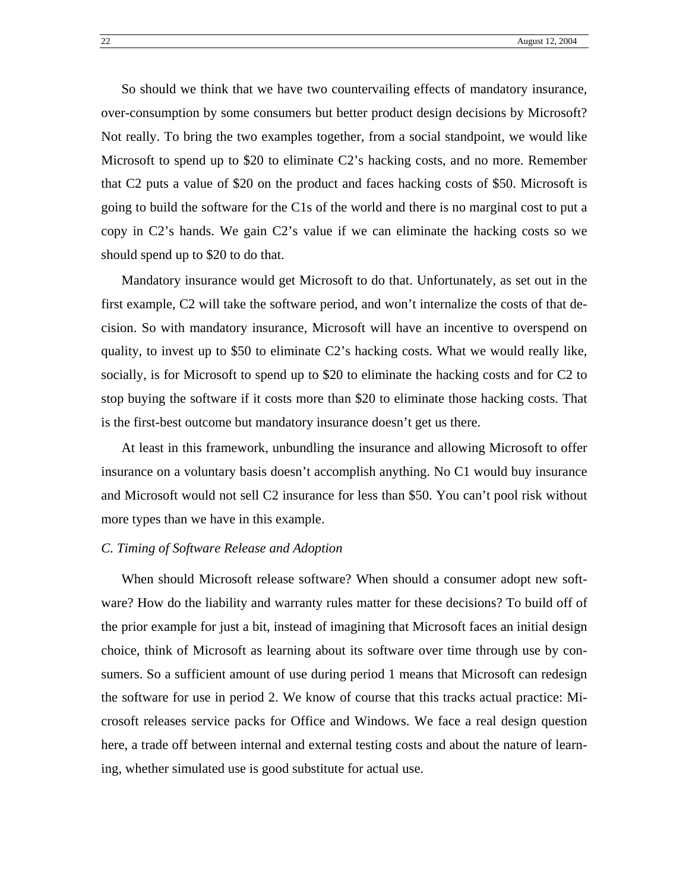So should we think that we have two countervailing effects of mandatory insurance, over-consumption by some consumers but better product design decisions by Microsoft? Not really. To bring the two examples together, from a social standpoint, we would like Microsoft to spend up to $20 to eliminate C2's hacking costs, and no more. Remember that C2 puts a value of $20 on the product and faces hacking costs of $50. Microsoft is going to build the software for the C1s of the world and there is no marginal cost to put a copy in C2's hands. We gain C2's value if we can eliminate the hacking costs so we should spend up to $20 to do that.

Mandatory insurance would get Microsoft to do that. Unfortunately, as set out in the first example, C2 will take the software period, and won't internalize the costs of that decision. So with mandatory insurance, Microsoft will have an incentive to overspend on quality, to invest up to $50 to eliminate C2's hacking costs. What we would really like, socially, is for Microsoft to spend up to $20 to eliminate the hacking costs and for C2 to stop buying the software if it costs more than $20 to eliminate those hacking costs. That is the first-best outcome but mandatory insurance doesn't get us there.

At least in this framework, unbundling the insurance and allowing Microsoft to offer insurance on a voluntary basis doesn't accomplish anything. No C1 would buy insurance and Microsoft would not sell C2 insurance for less than $50. You can't pool risk without more types than we have in this example.

### *C. Timing of Software Release and Adoption*

When should Microsoft release software? When should a consumer adopt new software? How do the liability and warranty rules matter for these decisions? To build off of the prior example for just a bit, instead of imagining that Microsoft faces an initial design choice, think of Microsoft as learning about its software over time through use by consumers. So a sufficient amount of use during period 1 means that Microsoft can redesign the software for use in period 2. We know of course that this tracks actual practice: Microsoft releases service packs for Office and Windows. We face a real design question here, a trade off between internal and external testing costs and about the nature of learning, whether simulated use is good substitute for actual use.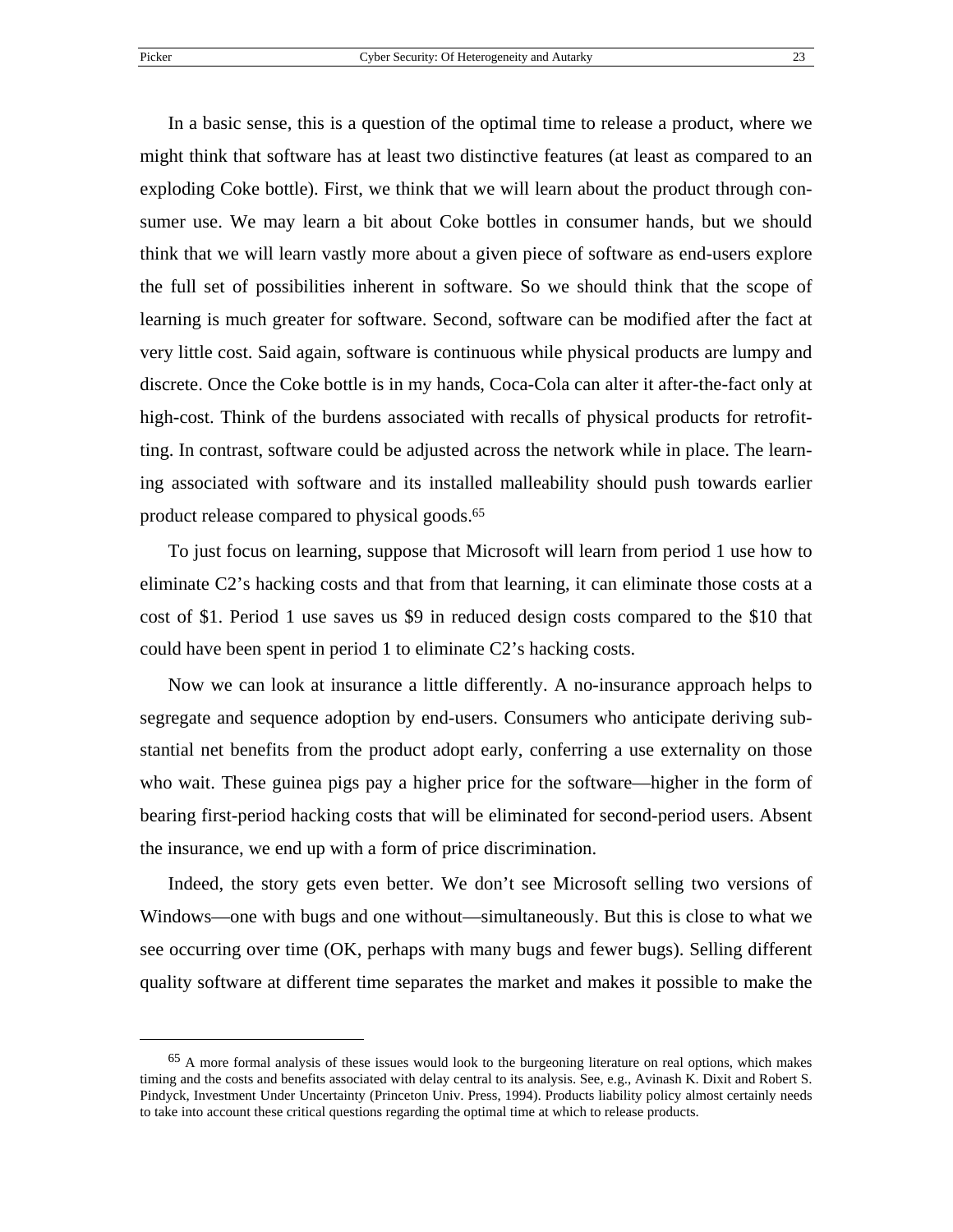In a basic sense, this is a question of the optimal time to release a product, where we might think that software has at least two distinctive features (at least as compared to an exploding Coke bottle). First, we think that we will learn about the product through consumer use. We may learn a bit about Coke bottles in consumer hands, but we should think that we will learn vastly more about a given piece of software as end-users explore the full set of possibilities inherent in software. So we should think that the scope of learning is much greater for software. Second, software can be modified after the fact at very little cost. Said again, software is continuous while physical products are lumpy and discrete. Once the Coke bottle is in my hands, Coca-Cola can alter it after-the-fact only at high-cost. Think of the burdens associated with recalls of physical products for retrofitting. In contrast, software could be adjusted across the network while in place. The learning associated with software and its installed malleability should push towards earlier product release compared to physical goods.[65]

To just focus on learning, suppose that Microsoft will learn from period 1 use how to eliminate C2's hacking costs and that from that learning, it can eliminate those costs at a cost of $1. Period 1 use saves us $9 in reduced design costs compared to the $10 that could have been spent in period 1 to eliminate C2's hacking costs.

Now we can look at insurance a little differently. A no-insurance approach helps to segregate and sequence adoption by end-users. Consumers who anticipate deriving substantial net benefits from the product adopt early, conferring a use externality on those who wait. These guinea pigs pay a higher price for the software—higher in the form of bearing first-period hacking costs that will be eliminated for second-period users. Absent the insurance, we end up with a form of price discrimination.

Indeed, the story gets even better. We don't see Microsoft selling two versions of Windows—one with bugs and one without—simultaneously. But this is close to what we see occurring over time (OK, perhaps with many bugs and fewer bugs). Selling different quality software at different time separates the market and makes it possible to make the

[65] A more formal analysis of these issues would look to the burgeoning literature on real options, which makes timing and the costs and benefits associated with delay central to its analysis. See, e.g., Avinash K. Dixit and Robert S. Pindyck, Investment Under Uncertainty (Princeton Univ. Press, 1994). Products liability policy almost certainly needs to take into account these critical questions regarding the optimal time at which to release products.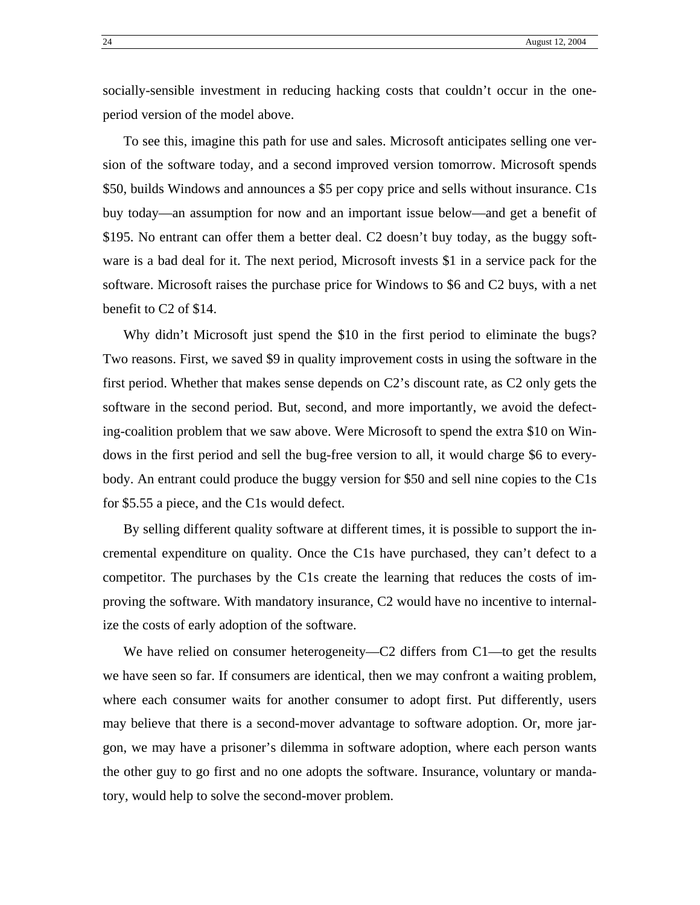socially-sensible investment in reducing hacking costs that couldn't occur in the one-period version of the model above.

To see this, imagine this path for use and sales. Microsoft anticipates selling one version of the software today, and a second improved version tomorrow. Microsoft spends \$50, builds Windows and announces a \$5 per copy price and sells without insurance. C1s buy today—an assumption for now and an important issue below—and get a benefit of \$195. No entrant can offer them a better deal. C2 doesn't buy today, as the buggy software is a bad deal for it. The next period, Microsoft invests \$1 in a service pack for the software. Microsoft raises the purchase price for Windows to \$6 and C2 buys, with a net benefit to C2 of \$14.

Why didn't Microsoft just spend the \$10 in the first period to eliminate the bugs? Two reasons. First, we saved \$9 in quality improvement costs in using the software in the first period. Whether that makes sense depends on C2's discount rate, as C2 only gets the software in the second period. But, second, and more importantly, we avoid the defecting-coalition problem that we saw above. Were Microsoft to spend the extra \$10 on Windows in the first period and sell the bug-free version to all, it would charge \$6 to everybody. An entrant could produce the buggy version for \$50 and sell nine copies to the C1s for \$5.55 a piece, and the C1s would defect.

By selling different quality software at different times, it is possible to support the incremental expenditure on quality. Once the C1s have purchased, they can't defect to a competitor. The purchases by the C1s create the learning that reduces the costs of improving the software. With mandatory insurance, C2 would have no incentive to internalize the costs of early adoption of the software.

We have relied on consumer heterogeneity—C2 differs from C1—to get the results we have seen so far. If consumers are identical, then we may confront a waiting problem, where each consumer waits for another consumer to adopt first. Put differently, users may believe that there is a second-mover advantage to software adoption. Or, more jargon, we may have a prisoner's dilemma in software adoption, where each person wants the other guy to go first and no one adopts the software. Insurance, voluntary or mandatory, would help to solve the second-mover problem.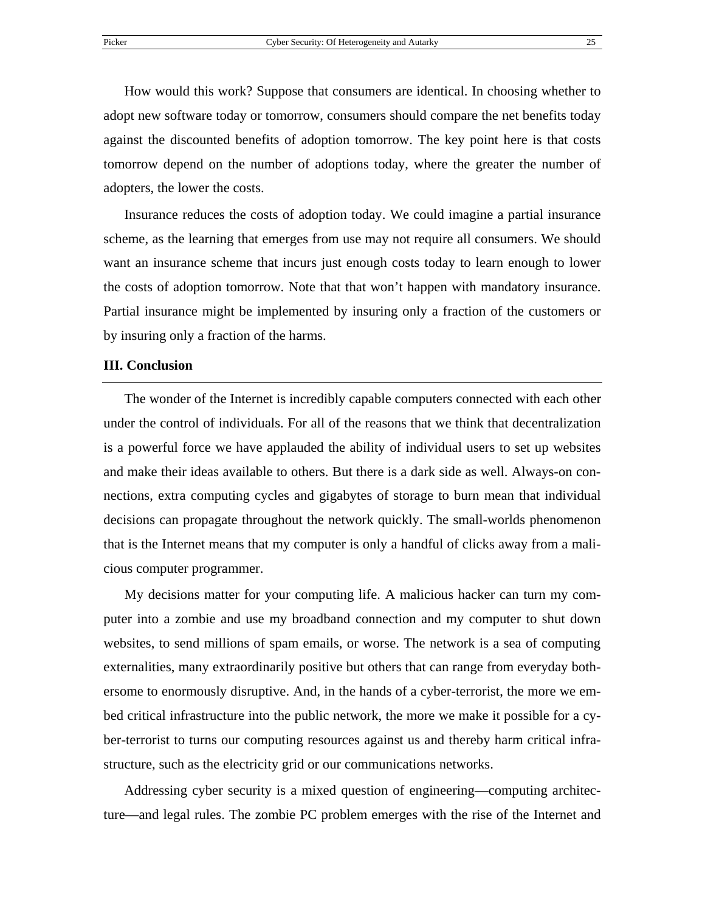How would this work? Suppose that consumers are identical. In choosing whether to adopt new software today or tomorrow, consumers should compare the net benefits today against the discounted benefits of adoption tomorrow. The key point here is that costs tomorrow depend on the number of adoptions today, where the greater the number of adopters, the lower the costs.

Insurance reduces the costs of adoption today. We could imagine a partial insurance scheme, as the learning that emerges from use may not require all consumers. We should want an insurance scheme that incurs just enough costs today to learn enough to lower the costs of adoption tomorrow. Note that that won't happen with mandatory insurance. Partial insurance might be implemented by insuring only a fraction of the customers or by insuring only a fraction of the harms.

## III. Conclusion

The wonder of the Internet is incredibly capable computers connected with each other under the control of individuals. For all of the reasons that we think that decentralization is a powerful force we have applauded the ability of individual users to set up websites and make their ideas available to others. But there is a dark side as well. Always-on connections, extra computing cycles and gigabytes of storage to burn mean that individual decisions can propagate throughout the network quickly. The small-worlds phenomenon that is the Internet means that my computer is only a handful of clicks away from a malicious computer programmer.

My decisions matter for your computing life. A malicious hacker can turn my computer into a zombie and use my broadband connection and my computer to shut down websites, to send millions of spam emails, or worse. The network is a sea of computing externalities, many extraordinarily positive but others that can range from everyday bothersome to enormously disruptive. And, in the hands of a cyber-terrorist, the more we embed critical infrastructure into the public network, the more we make it possible for a cyber-terrorist to turns our computing resources against us and thereby harm critical infrastructure, such as the electricity grid or our communications networks.

Addressing cyber security is a mixed question of engineering—computing architecture—and legal rules. The zombie PC problem emerges with the rise of the Internet and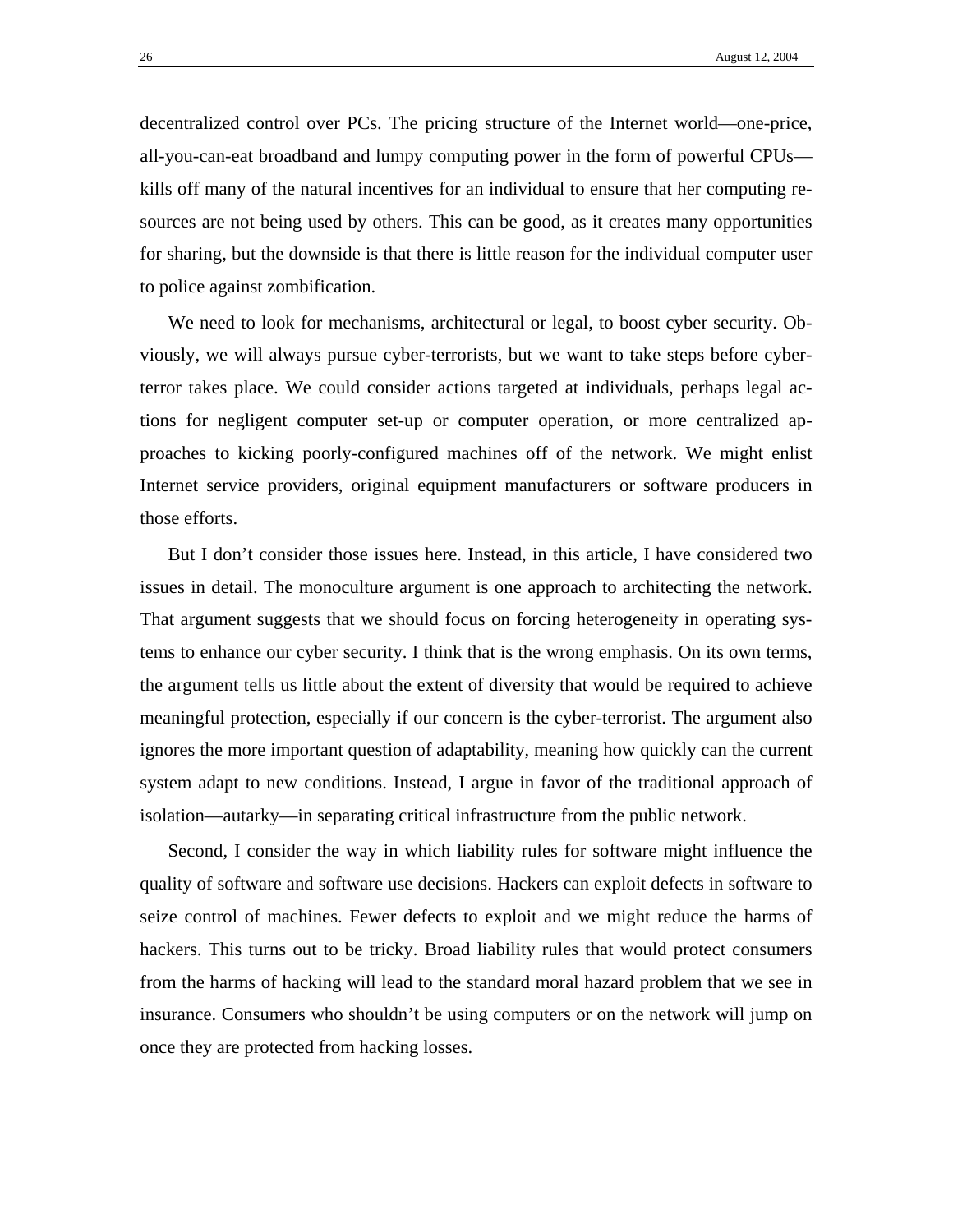decentralized control over PCs. The pricing structure of the Internet world—one-price, all-you-can-eat broadband and lumpy computing power in the form of powerful CPUs—kills off many of the natural incentives for an individual to ensure that her computing resources are not being used by others. This can be good, as it creates many opportunities for sharing, but the downside is that there is little reason for the individual computer user to police against zombification.

We need to look for mechanisms, architectural or legal, to boost cyber security. Obviously, we will always pursue cyber-terrorists, but we want to take steps before cyber-terror takes place. We could consider actions targeted at individuals, perhaps legal actions for negligent computer set-up or computer operation, or more centralized approaches to kicking poorly-configured machines off of the network. We might enlist Internet service providers, original equipment manufacturers or software producers in those efforts.

But I don't consider those issues here. Instead, in this article, I have considered two issues in detail. The monoculture argument is one approach to architecting the network. That argument suggests that we should focus on forcing heterogeneity in operating systems to enhance our cyber security. I think that is the wrong emphasis. On its own terms, the argument tells us little about the extent of diversity that would be required to achieve meaningful protection, especially if our concern is the cyber-terrorist. The argument also ignores the more important question of adaptability, meaning how quickly can the current system adapt to new conditions. Instead, I argue in favor of the traditional approach of isolation—autarky—in separating critical infrastructure from the public network.

Second, I consider the way in which liability rules for software might influence the quality of software and software use decisions. Hackers can exploit defects in software to seize control of machines. Fewer defects to exploit and we might reduce the harms of hackers. This turns out to be tricky. Broad liability rules that would protect consumers from the harms of hacking will lead to the standard moral hazard problem that we see in insurance. Consumers who shouldn't be using computers or on the network will jump on once they are protected from hacking losses.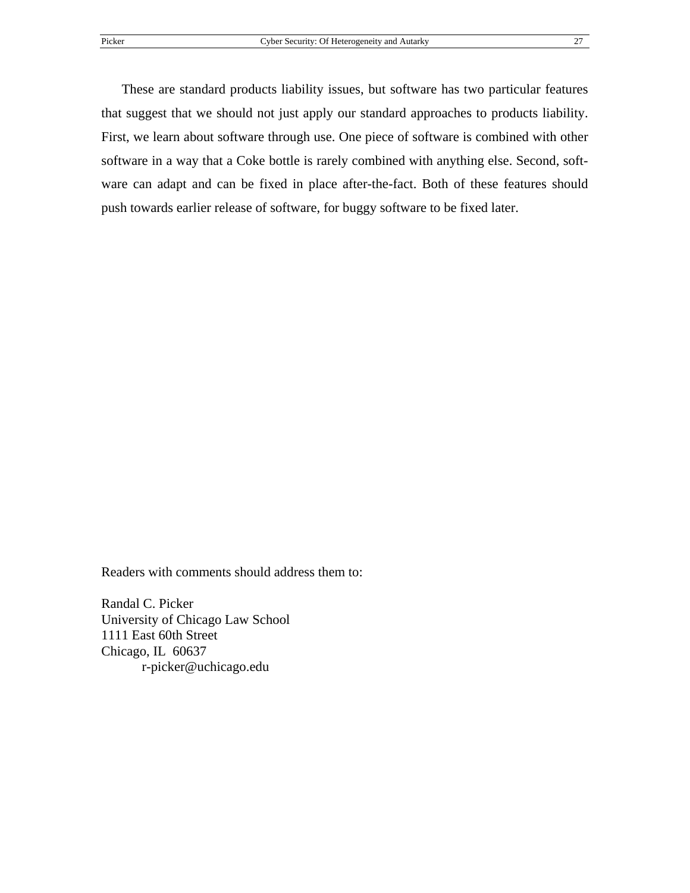These are standard products liability issues, but software has two particular features that suggest that we should not just apply our standard approaches to products liability. First, we learn about software through use. One piece of software is combined with other software in a way that a Coke bottle is rarely combined with anything else. Second, software can adapt and can be fixed in place after-the-fact. Both of these features should push towards earlier release of software, for buggy software to be fixed later.

Readers with comments should address them to:

Randal C. Picker  
University of Chicago Law School  
1111 East 60th Street  
Chicago, IL 60637  
r-picker@uchicago.edu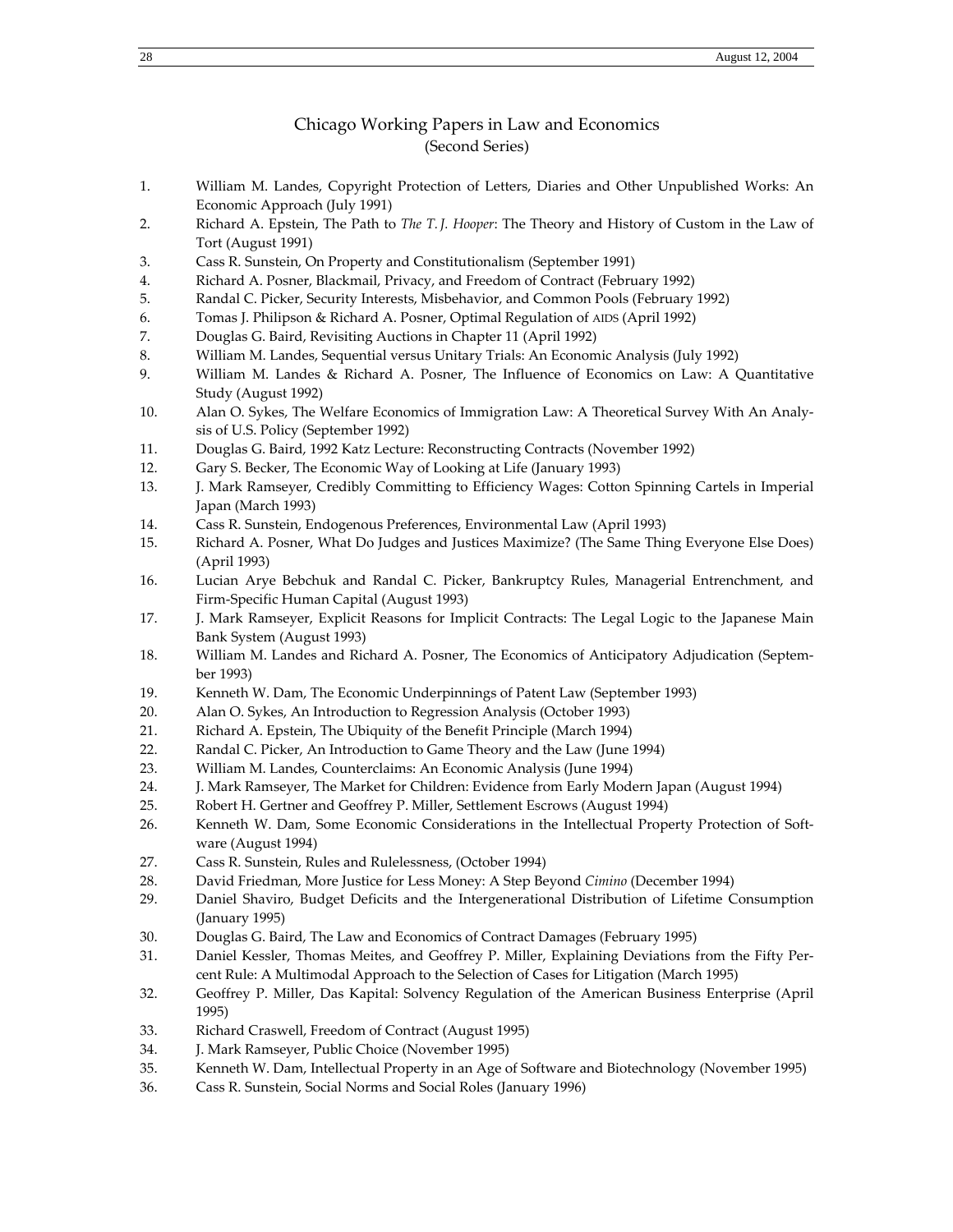# Chicago Working Papers in Law and Economics
(Second Series)

1. William M. Landes, Copyright Protection of Letters, Diaries and Other Unpublished Works: An Economic Approach (July 1991)
2. Richard A. Epstein, The Path to *The T. J. Hooper*: The Theory and History of Custom in the Law of Tort (August 1991)
3. Cass R. Sunstein, On Property and Constitutionalism (September 1991)
4. Richard A. Posner, Blackmail, Privacy, and Freedom of Contract (February 1992)
5. Randal C. Picker, Security Interests, Misbehavior, and Common Pools (February 1992)
6. Tomas J. Philipson & Richard A. Posner, Optimal Regulation of AIDS (April 1992)
7. Douglas G. Baird, Revisiting Auctions in Chapter 11 (April 1992)
8. William M. Landes, Sequential versus Unitary Trials: An Economic Analysis (July 1992)
9. William M. Landes & Richard A. Posner, The Influence of Economics on Law: A Quantitative Study (August 1992)
10. Alan O. Sykes, The Welfare Economics of Immigration Law: A Theoretical Survey With An Analysis of U.S. Policy (September 1992)
11. Douglas G. Baird, 1992 Katz Lecture: Reconstructing Contracts (November 1992)
12. Gary S. Becker, The Economic Way of Looking at Life (January 1993)
13. J. Mark Ramseyer, Credibly Committing to Efficiency Wages: Cotton Spinning Cartels in Imperial Japan (March 1993)
14. Cass R. Sunstein, Endogenous Preferences, Environmental Law (April 1993)
15. Richard A. Posner, What Do Judges and Justices Maximize? (The Same Thing Everyone Else Does) (April 1993)
16. Lucian Arye Bebchuk and Randal C. Picker, Bankruptcy Rules, Managerial Entrenchment, and Firm-Specific Human Capital (August 1993)
17. J. Mark Ramseyer, Explicit Reasons for Implicit Contracts: The Legal Logic to the Japanese Main Bank System (August 1993)
18. William M. Landes and Richard A. Posner, The Economics of Anticipatory Adjudication (September 1993)
19. Kenneth W. Dam, The Economic Underpinnings of Patent Law (September 1993)
20. Alan O. Sykes, An Introduction to Regression Analysis (October 1993)
21. Richard A. Epstein, The Ubiquity of the Benefit Principle (March 1994)
22. Randal C. Picker, An Introduction to Game Theory and the Law (June 1994)
23. William M. Landes, Counterclaims: An Economic Analysis (June 1994)
24. J. Mark Ramseyer, The Market for Children: Evidence from Early Modern Japan (August 1994)
25. Robert H. Gertner and Geoffrey P. Miller, Settlement Escrows (August 1994)
26. Kenneth W. Dam, Some Economic Considerations in the Intellectual Property Protection of Software (August 1994)
27. Cass R. Sunstein, Rules and Rulelessness, (October 1994)
28. David Friedman, More Justice for Less Money: A Step Beyond *Cimino* (December 1994)
29. Daniel Shaviro, Budget Deficits and the Intergenerational Distribution of Lifetime Consumption (January 1995)
30. Douglas G. Baird, The Law and Economics of Contract Damages (February 1995)
31. Daniel Kessler, Thomas Meites, and Geoffrey P. Miller, Explaining Deviations from the Fifty Percent Rule: A Multimodal Approach to the Selection of Cases for Litigation (March 1995)
32. Geoffrey P. Miller, Das Kapital: Solvency Regulation of the American Business Enterprise (April 1995)
33. Richard Craswell, Freedom of Contract (August 1995)
34. J. Mark Ramseyer, Public Choice (November 1995)
35. Kenneth W. Dam, Intellectual Property in an Age of Software and Biotechnology (November 1995)
36. Cass R. Sunstein, Social Norms and Social Roles (January 1996)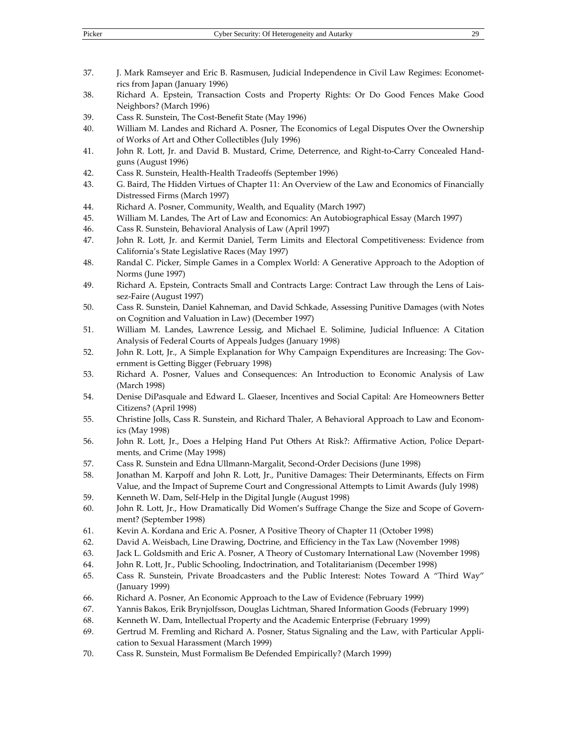37. J. Mark Ramseyer and Eric B. Rasmusen, Judicial Independence in Civil Law Regimes: Econometrics from Japan (January 1996)
38. Richard A. Epstein, Transaction Costs and Property Rights: Or Do Good Fences Make Good Neighbors? (March 1996)
39. Cass R. Sunstein, The Cost-Benefit State (May 1996)
40. William M. Landes and Richard A. Posner, The Economics of Legal Disputes Over the Ownership of Works of Art and Other Collectibles (July 1996)
41. John R. Lott, Jr. and David B. Mustard, Crime, Deterrence, and Right-to-Carry Concealed Handguns (August 1996)
42. Cass R. Sunstein, Health-Health Tradeoffs (September 1996)
43. G. Baird, The Hidden Virtues of Chapter 11: An Overview of the Law and Economics of Financially Distressed Firms (March 1997)
44. Richard A. Posner, Community, Wealth, and Equality (March 1997)
45. William M. Landes, The Art of Law and Economics: An Autobiographical Essay (March 1997)
46. Cass R. Sunstein, Behavioral Analysis of Law (April 1997)
47. John R. Lott, Jr. and Kermit Daniel, Term Limits and Electoral Competitiveness: Evidence from California's State Legislative Races (May 1997)
48. Randal C. Picker, Simple Games in a Complex World: A Generative Approach to the Adoption of Norms (June 1997)
49. Richard A. Epstein, Contracts Small and Contracts Large: Contract Law through the Lens of Laissez-Faire (August 1997)
50. Cass R. Sunstein, Daniel Kahneman, and David Schkade, Assessing Punitive Damages (with Notes on Cognition and Valuation in Law) (December 1997)
51. William M. Landes, Lawrence Lessig, and Michael E. Solimine, Judicial Influence: A Citation Analysis of Federal Courts of Appeals Judges (January 1998)
52. John R. Lott, Jr., A Simple Explanation for Why Campaign Expenditures are Increasing: The Government is Getting Bigger (February 1998)
53. Richard A. Posner, Values and Consequences: An Introduction to Economic Analysis of Law (March 1998)
54. Denise DiPasquale and Edward L. Glaeser, Incentives and Social Capital: Are Homeowners Better Citizens? (April 1998)
55. Christine Jolls, Cass R. Sunstein, and Richard Thaler, A Behavioral Approach to Law and Economics (May 1998)
56. John R. Lott, Jr., Does a Helping Hand Put Others At Risk?: Affirmative Action, Police Departments, and Crime (May 1998)
57. Cass R. Sunstein and Edna Ullmann-Margalit, Second-Order Decisions (June 1998)
58. Jonathan M. Karpoff and John R. Lott, Jr., Punitive Damages: Their Determinants, Effects on Firm Value, and the Impact of Supreme Court and Congressional Attempts to Limit Awards (July 1998)
59. Kenneth W. Dam, Self-Help in the Digital Jungle (August 1998)
60. John R. Lott, Jr., How Dramatically Did Women's Suffrage Change the Size and Scope of Government? (September 1998)
61. Kevin A. Kordana and Eric A. Posner, A Positive Theory of Chapter 11 (October 1998)
62. David A. Weisbach, Line Drawing, Doctrine, and Efficiency in the Tax Law (November 1998)
63. Jack L. Goldsmith and Eric A. Posner, A Theory of Customary International Law (November 1998)
64. John R. Lott, Jr., Public Schooling, Indoctrination, and Totalitarianism (December 1998)
65. Cass R. Sunstein, Private Broadcasters and the Public Interest: Notes Toward A "Third Way" (January 1999)
66. Richard A. Posner, An Economic Approach to the Law of Evidence (February 1999)
67. Yannis Bakos, Erik Brynjolfsson, Douglas Lichtman, Shared Information Goods (February 1999)
68. Kenneth W. Dam, Intellectual Property and the Academic Enterprise (February 1999)
69. Gertrud M. Fremling and Richard A. Posner, Status Signaling and the Law, with Particular Application to Sexual Harassment (March 1999)
70. Cass R. Sunstein, Must Formalism Be Defended Empirically? (March 1999)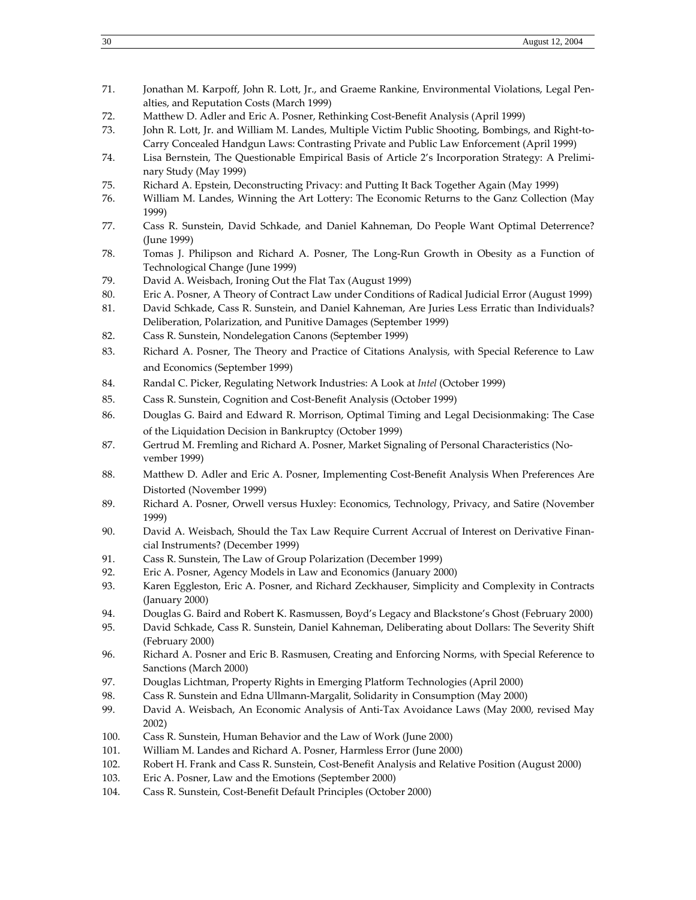71. Jonathan M. Karpoff, John R. Lott, Jr., and Graeme Rankine, Environmental Violations, Legal Penalties, and Reputation Costs (March 1999)
72. Matthew D. Adler and Eric A. Posner, Rethinking Cost-Benefit Analysis (April 1999)
73. John R. Lott, Jr. and William M. Landes, Multiple Victim Public Shooting, Bombings, and Right-to-Carry Concealed Handgun Laws: Contrasting Private and Public Law Enforcement (April 1999)
74. Lisa Bernstein, The Questionable Empirical Basis of Article 2's Incorporation Strategy: A Preliminary Study (May 1999)
75. Richard A. Epstein, Deconstructing Privacy: and Putting It Back Together Again (May 1999)
76. William M. Landes, Winning the Art Lottery: The Economic Returns to the Ganz Collection (May 1999)
77. Cass R. Sunstein, David Schkade, and Daniel Kahneman, Do People Want Optimal Deterrence? (June 1999)
78. Tomas J. Philipson and Richard A. Posner, The Long-Run Growth in Obesity as a Function of Technological Change (June 1999)
79. David A. Weisbach, Ironing Out the Flat Tax (August 1999)
80. Eric A. Posner, A Theory of Contract Law under Conditions of Radical Judicial Error (August 1999)
81. David Schkade, Cass R. Sunstein, and Daniel Kahneman, Are Juries Less Erratic than Individuals? Deliberation, Polarization, and Punitive Damages (September 1999)
82. Cass R. Sunstein, Nondelegation Canons (September 1999)
83. Richard A. Posner, The Theory and Practice of Citations Analysis, with Special Reference to Law and Economics (September 1999)
84. Randal C. Picker, Regulating Network Industries: A Look at *Intel* (October 1999)
85. Cass R. Sunstein, Cognition and Cost-Benefit Analysis (October 1999)
86. Douglas G. Baird and Edward R. Morrison, Optimal Timing and Legal Decisionmaking: The Case of the Liquidation Decision in Bankruptcy (October 1999)
87. Gertrud M. Fremling and Richard A. Posner, Market Signaling of Personal Characteristics (November 1999)
88. Matthew D. Adler and Eric A. Posner, Implementing Cost-Benefit Analysis When Preferences Are Distorted (November 1999)
89. Richard A. Posner, Orwell versus Huxley: Economics, Technology, Privacy, and Satire (November 1999)
90. David A. Weisbach, Should the Tax Law Require Current Accrual of Interest on Derivative Financial Instruments? (December 1999)
91. Cass R. Sunstein, The Law of Group Polarization (December 1999)
92. Eric A. Posner, Agency Models in Law and Economics (January 2000)
93. Karen Eggleston, Eric A. Posner, and Richard Zeckhauser, Simplicity and Complexity in Contracts (January 2000)
94. Douglas G. Baird and Robert K. Rasmussen, Boyd's Legacy and Blackstone's Ghost (February 2000)
95. David Schkade, Cass R. Sunstein, Daniel Kahneman, Deliberating about Dollars: The Severity Shift (February 2000)
96. Richard A. Posner and Eric B. Rasmusen, Creating and Enforcing Norms, with Special Reference to Sanctions (March 2000)
97. Douglas Lichtman, Property Rights in Emerging Platform Technologies (April 2000)
98. Cass R. Sunstein and Edna Ullmann-Margalit, Solidarity in Consumption (May 2000)
99. David A. Weisbach, An Economic Analysis of Anti-Tax Avoidance Laws (May 2000, revised May 2002)
100. Cass R. Sunstein, Human Behavior and the Law of Work (June 2000)
101. William M. Landes and Richard A. Posner, Harmless Error (June 2000)
102. Robert H. Frank and Cass R. Sunstein, Cost-Benefit Analysis and Relative Position (August 2000)
103. Eric A. Posner, Law and the Emotions (September 2000)
104. Cass R. Sunstein, Cost-Benefit Default Principles (October 2000)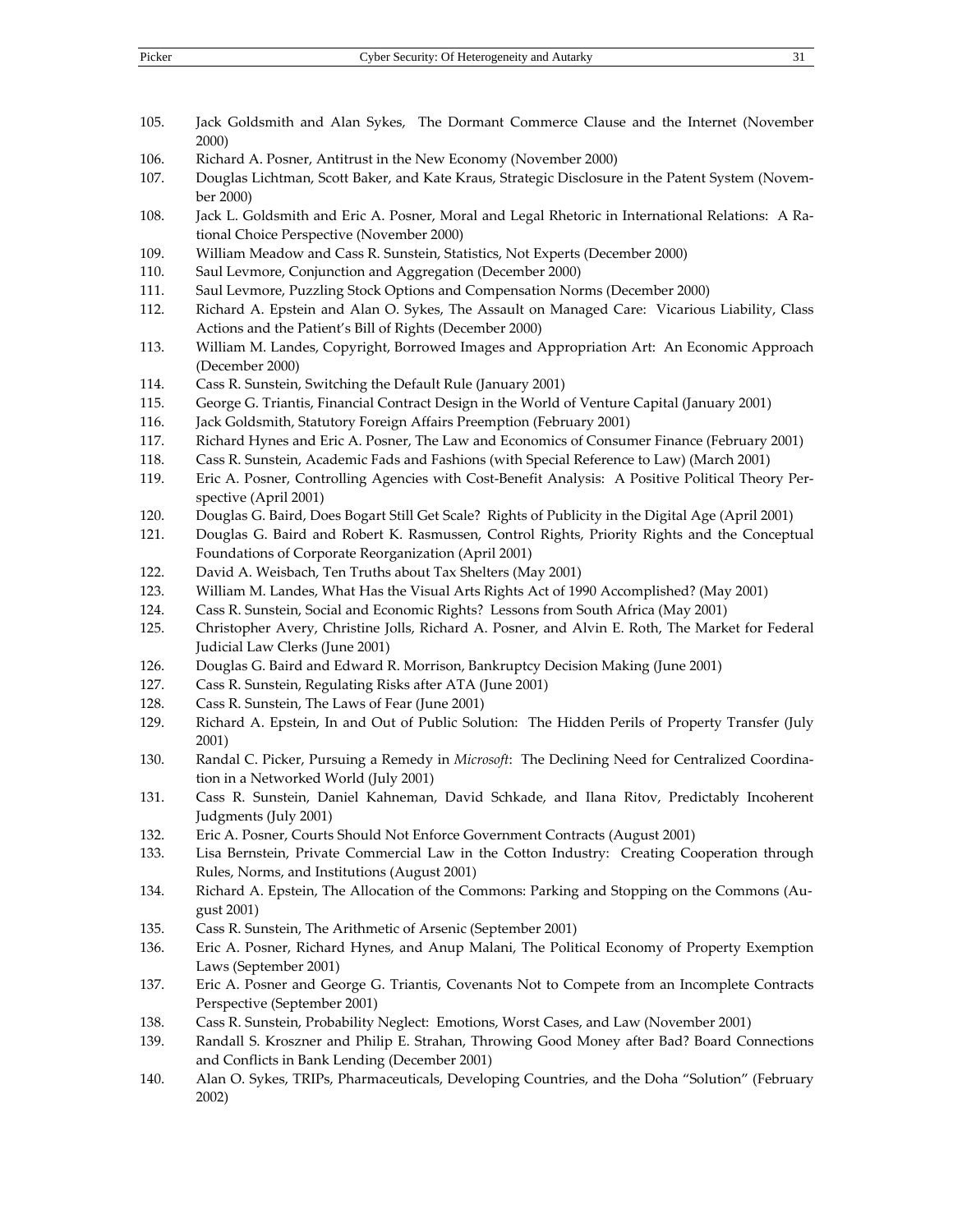105. Jack Goldsmith and Alan Sykes, The Dormant Commerce Clause and the Internet (November 2000)
106. Richard A. Posner, Antitrust in the New Economy (November 2000)
107. Douglas Lichtman, Scott Baker, and Kate Kraus, Strategic Disclosure in the Patent System (November 2000)
108. Jack L. Goldsmith and Eric A. Posner, Moral and Legal Rhetoric in International Relations: A Rational Choice Perspective (November 2000)
109. William Meadow and Cass R. Sunstein, Statistics, Not Experts (December 2000)
110. Saul Levmore, Conjunction and Aggregation (December 2000)
111. Saul Levmore, Puzzling Stock Options and Compensation Norms (December 2000)
112. Richard A. Epstein and Alan O. Sykes, The Assault on Managed Care: Vicarious Liability, Class Actions and the Patient's Bill of Rights (December 2000)
113. William M. Landes, Copyright, Borrowed Images and Appropriation Art: An Economic Approach (December 2000)
114. Cass R. Sunstein, Switching the Default Rule (January 2001)
115. George G. Triantis, Financial Contract Design in the World of Venture Capital (January 2001)
116. Jack Goldsmith, Statutory Foreign Affairs Preemption (February 2001)
117. Richard Hynes and Eric A. Posner, The Law and Economics of Consumer Finance (February 2001)
118. Cass R. Sunstein, Academic Fads and Fashions (with Special Reference to Law) (March 2001)
119. Eric A. Posner, Controlling Agencies with Cost-Benefit Analysis: A Positive Political Theory Perspective (April 2001)
120. Douglas G. Baird, Does Bogart Still Get Scale? Rights of Publicity in the Digital Age (April 2001)
121. Douglas G. Baird and Robert K. Rasmussen, Control Rights, Priority Rights and the Conceptual Foundations of Corporate Reorganization (April 2001)
122. David A. Weisbach, Ten Truths about Tax Shelters (May 2001)
123. William M. Landes, What Has the Visual Arts Rights Act of 1990 Accomplished? (May 2001)
124. Cass R. Sunstein, Social and Economic Rights? Lessons from South Africa (May 2001)
125. Christopher Avery, Christine Jolls, Richard A. Posner, and Alvin E. Roth, The Market for Federal Judicial Law Clerks (June 2001)
126. Douglas G. Baird and Edward R. Morrison, Bankruptcy Decision Making (June 2001)
127. Cass R. Sunstein, Regulating Risks after ATA (June 2001)
128. Cass R. Sunstein, The Laws of Fear (June 2001)
129. Richard A. Epstein, In and Out of Public Solution: The Hidden Perils of Property Transfer (July 2001)
130. Randal C. Picker, Pursuing a Remedy in *Microsoft*: The Declining Need for Centralized Coordination in a Networked World (July 2001)
131. Cass R. Sunstein, Daniel Kahneman, David Schkade, and Ilana Ritov, Predictably Incoherent Judgments (July 2001)
132. Eric A. Posner, Courts Should Not Enforce Government Contracts (August 2001)
133. Lisa Bernstein, Private Commercial Law in the Cotton Industry: Creating Cooperation through Rules, Norms, and Institutions (August 2001)
134. Richard A. Epstein, The Allocation of the Commons: Parking and Stopping on the Commons (August 2001)
135. Cass R. Sunstein, The Arithmetic of Arsenic (September 2001)
136. Eric A. Posner, Richard Hynes, and Anup Malani, The Political Economy of Property Exemption Laws (September 2001)
137. Eric A. Posner and George G. Triantis, Covenants Not to Compete from an Incomplete Contracts Perspective (September 2001)
138. Cass R. Sunstein, Probability Neglect: Emotions, Worst Cases, and Law (November 2001)
139. Randall S. Kroszner and Philip E. Strahan, Throwing Good Money after Bad? Board Connections and Conflicts in Bank Lending (December 2001)
140. Alan O. Sykes, TRIPs, Pharmaceuticals, Developing Countries, and the Doha "Solution" (February 2002)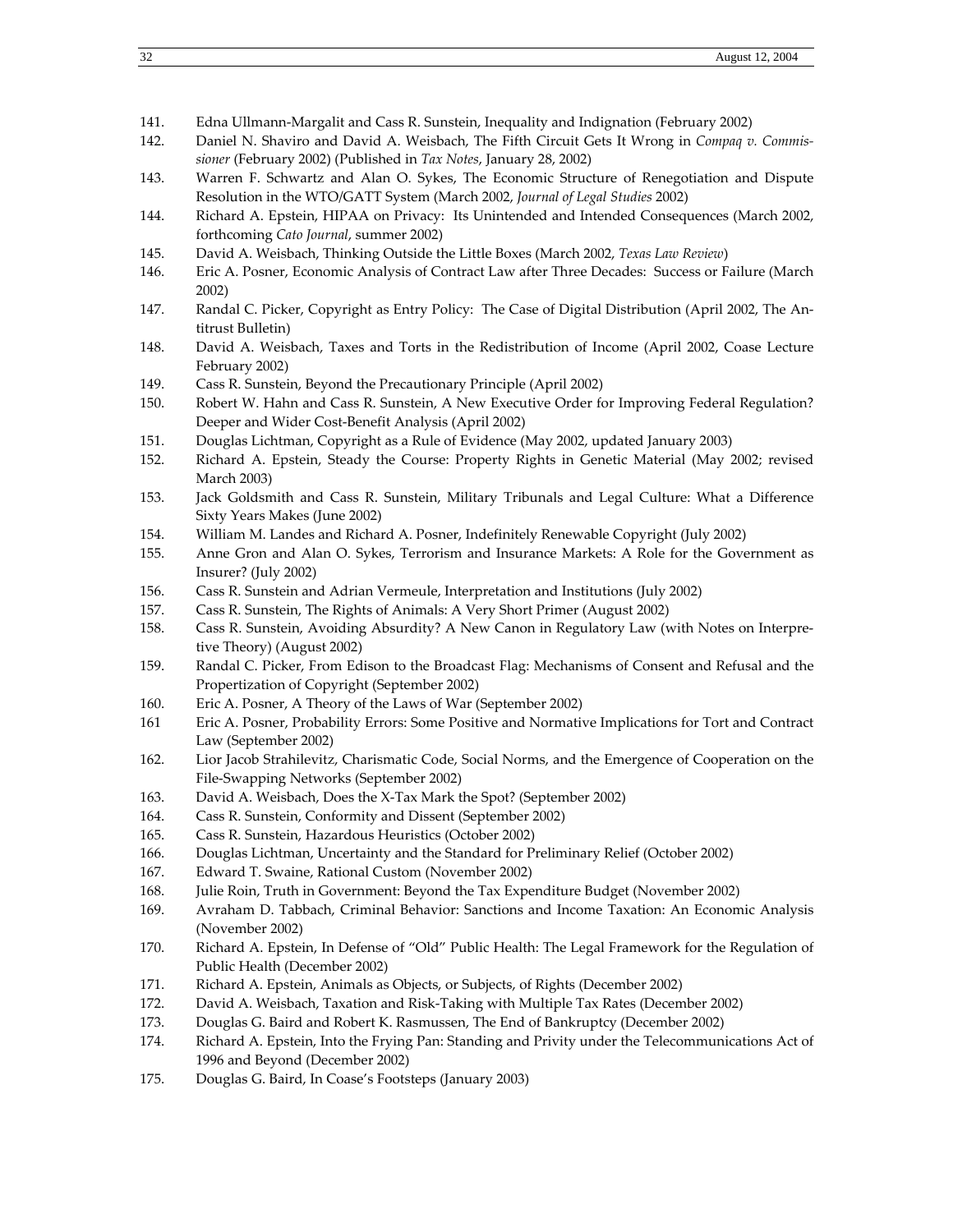141. Edna Ullmann-Margalit and Cass R. Sunstein, Inequality and Indignation (February 2002)
142. Daniel N. Shaviro and David A. Weisbach, The Fifth Circuit Gets It Wrong in *Compaq v. Commissioner* (February 2002) (Published in *Tax Notes*, January 28, 2002)
143. Warren F. Schwartz and Alan O. Sykes, The Economic Structure of Renegotiation and Dispute Resolution in the WTO/GATT System (March 2002, *Journal of Legal Studies* 2002)
144. Richard A. Epstein, HIPAA on Privacy: Its Unintended and Intended Consequences (March 2002, forthcoming *Cato Journal*, summer 2002)
145. David A. Weisbach, Thinking Outside the Little Boxes (March 2002, *Texas Law Review*)
146. Eric A. Posner, Economic Analysis of Contract Law after Three Decades: Success or Failure (March 2002)
147. Randal C. Picker, Copyright as Entry Policy: The Case of Digital Distribution (April 2002, The Antitrust Bulletin)
148. David A. Weisbach, Taxes and Torts in the Redistribution of Income (April 2002, Coase Lecture February 2002)
149. Cass R. Sunstein, Beyond the Precautionary Principle (April 2002)
150. Robert W. Hahn and Cass R. Sunstein, A New Executive Order for Improving Federal Regulation? Deeper and Wider Cost-Benefit Analysis (April 2002)
151. Douglas Lichtman, Copyright as a Rule of Evidence (May 2002, updated January 2003)
152. Richard A. Epstein, Steady the Course: Property Rights in Genetic Material (May 2002; revised March 2003)
153. Jack Goldsmith and Cass R. Sunstein, Military Tribunals and Legal Culture: What a Difference Sixty Years Makes (June 2002)
154. William M. Landes and Richard A. Posner, Indefinitely Renewable Copyright (July 2002)
155. Anne Gron and Alan O. Sykes, Terrorism and Insurance Markets: A Role for the Government as Insurer? (July 2002)
156. Cass R. Sunstein and Adrian Vermeule, Interpretation and Institutions (July 2002)
157. Cass R. Sunstein, The Rights of Animals: A Very Short Primer (August 2002)
158. Cass R. Sunstein, Avoiding Absurdity? A New Canon in Regulatory Law (with Notes on Interpretive Theory) (August 2002)
159. Randal C. Picker, From Edison to the Broadcast Flag: Mechanisms of Consent and Refusal and the Propertization of Copyright (September 2002)
160. Eric A. Posner, A Theory of the Laws of War (September 2002)
161 Eric A. Posner, Probability Errors: Some Positive and Normative Implications for Tort and Contract Law (September 2002)
162. Lior Jacob Strahilevitz, Charismatic Code, Social Norms, and the Emergence of Cooperation on the File-Swapping Networks (September 2002)
163. David A. Weisbach, Does the X-Tax Mark the Spot? (September 2002)
164. Cass R. Sunstein, Conformity and Dissent (September 2002)
165. Cass R. Sunstein, Hazardous Heuristics (October 2002)
166. Douglas Lichtman, Uncertainty and the Standard for Preliminary Relief (October 2002)
167. Edward T. Swaine, Rational Custom (November 2002)
168. Julie Roin, Truth in Government: Beyond the Tax Expenditure Budget (November 2002)
169. Avraham D. Tabbach, Criminal Behavior: Sanctions and Income Taxation: An Economic Analysis (November 2002)
170. Richard A. Epstein, In Defense of "Old" Public Health: The Legal Framework for the Regulation of Public Health (December 2002)
171. Richard A. Epstein, Animals as Objects, or Subjects, of Rights (December 2002)
172. David A. Weisbach, Taxation and Risk-Taking with Multiple Tax Rates (December 2002)
173. Douglas G. Baird and Robert K. Rasmussen, The End of Bankruptcy (December 2002)
174. Richard A. Epstein, Into the Frying Pan: Standing and Privity under the Telecommunications Act of 1996 and Beyond (December 2002)
175. Douglas G. Baird, In Coase's Footsteps (January 2003)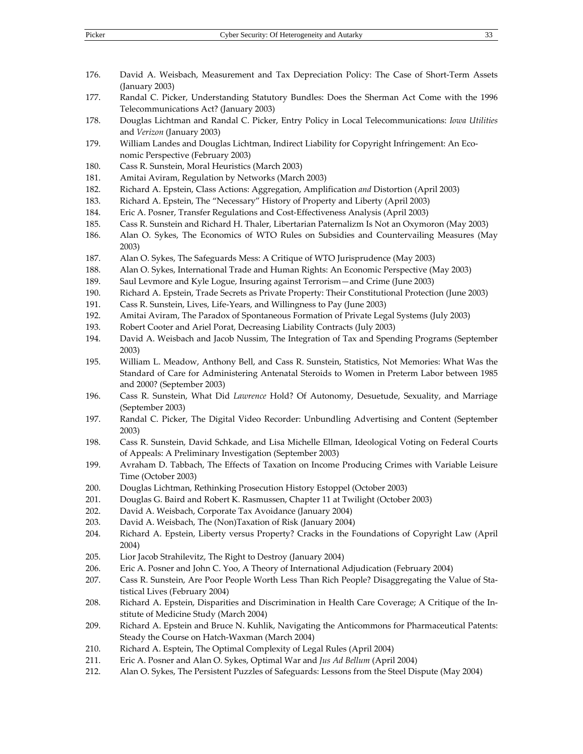176. David A. Weisbach, Measurement and Tax Depreciation Policy: The Case of Short-Term Assets (January 2003)
177. Randal C. Picker, Understanding Statutory Bundles: Does the Sherman Act Come with the 1996 Telecommunications Act? (January 2003)
178. Douglas Lichtman and Randal C. Picker, Entry Policy in Local Telecommunications: *Iowa Utilities* and *Verizon* (January 2003)
179. William Landes and Douglas Lichtman, Indirect Liability for Copyright Infringement: An Economic Perspective (February 2003)
180. Cass R. Sunstein, Moral Heuristics (March 2003)
181. Amitai Aviram, Regulation by Networks (March 2003)
182. Richard A. Epstein, Class Actions: Aggregation, Amplification *and* Distortion (April 2003)
183. Richard A. Epstein, The "Necessary" History of Property and Liberty (April 2003)
184. Eric A. Posner, Transfer Regulations and Cost-Effectiveness Analysis (April 2003)
185. Cass R. Sunstein and Richard H. Thaler, Libertarian Paternalizm Is Not an Oxymoron (May 2003)
186. Alan O. Sykes, The Economics of WTO Rules on Subsidies and Countervailing Measures (May 2003)
187. Alan O. Sykes, The Safeguards Mess: A Critique of WTO Jurisprudence (May 2003)
188. Alan O. Sykes, International Trade and Human Rights: An Economic Perspective (May 2003)
189. Saul Levmore and Kyle Logue, Insuring against Terrorism—and Crime (June 2003)
190. Richard A. Epstein, Trade Secrets as Private Property: Their Constitutional Protection (June 2003)
191. Cass R. Sunstein, Lives, Life-Years, and Willingness to Pay (June 2003)
192. Amitai Aviram, The Paradox of Spontaneous Formation of Private Legal Systems (July 2003)
193. Robert Cooter and Ariel Porat, Decreasing Liability Contracts (July 2003)
194. David A. Weisbach and Jacob Nussim, The Integration of Tax and Spending Programs (September 2003)
195. William L. Meadow, Anthony Bell, and Cass R. Sunstein, Statistics, Not Memories: What Was the Standard of Care for Administering Antenatal Steroids to Women in Preterm Labor between 1985 and 2000? (September 2003)
196. Cass R. Sunstein, What Did *Lawrence* Hold? Of Autonomy, Desuetude, Sexuality, and Marriage (September 2003)
197. Randal C. Picker, The Digital Video Recorder: Unbundling Advertising and Content (September 2003)
198. Cass R. Sunstein, David Schkade, and Lisa Michelle Ellman, Ideological Voting on Federal Courts of Appeals: A Preliminary Investigation (September 2003)
199. Avraham D. Tabbach, The Effects of Taxation on Income Producing Crimes with Variable Leisure Time (October 2003)
200. Douglas Lichtman, Rethinking Prosecution History Estoppel (October 2003)
201. Douglas G. Baird and Robert K. Rasmussen, Chapter 11 at Twilight (October 2003)
202. David A. Weisbach, Corporate Tax Avoidance (January 2004)
203. David A. Weisbach, The (Non)Taxation of Risk (January 2004)
204. Richard A. Epstein, Liberty versus Property? Cracks in the Foundations of Copyright Law (April 2004)
205. Lior Jacob Strahilevitz, The Right to Destroy (January 2004)
206. Eric A. Posner and John C. Yoo, A Theory of International Adjudication (February 2004)
207. Cass R. Sunstein, Are Poor People Worth Less Than Rich People? Disaggregating the Value of Statistical Lives (February 2004)
208. Richard A. Epstein, Disparities and Discrimination in Health Care Coverage; A Critique of the Institute of Medicine Study (March 2004)
209. Richard A. Epstein and Bruce N. Kuhlik, Navigating the Anticommons for Pharmaceutical Patents: Steady the Course on Hatch-Waxman (March 2004)
210. Richard A. Esptein, The Optimal Complexity of Legal Rules (April 2004)
211. Eric A. Posner and Alan O. Sykes, Optimal War and *Jus Ad Bellum* (April 2004)
212. Alan O. Sykes, The Persistent Puzzles of Safeguards: Lessons from the Steel Dispute (May 2004)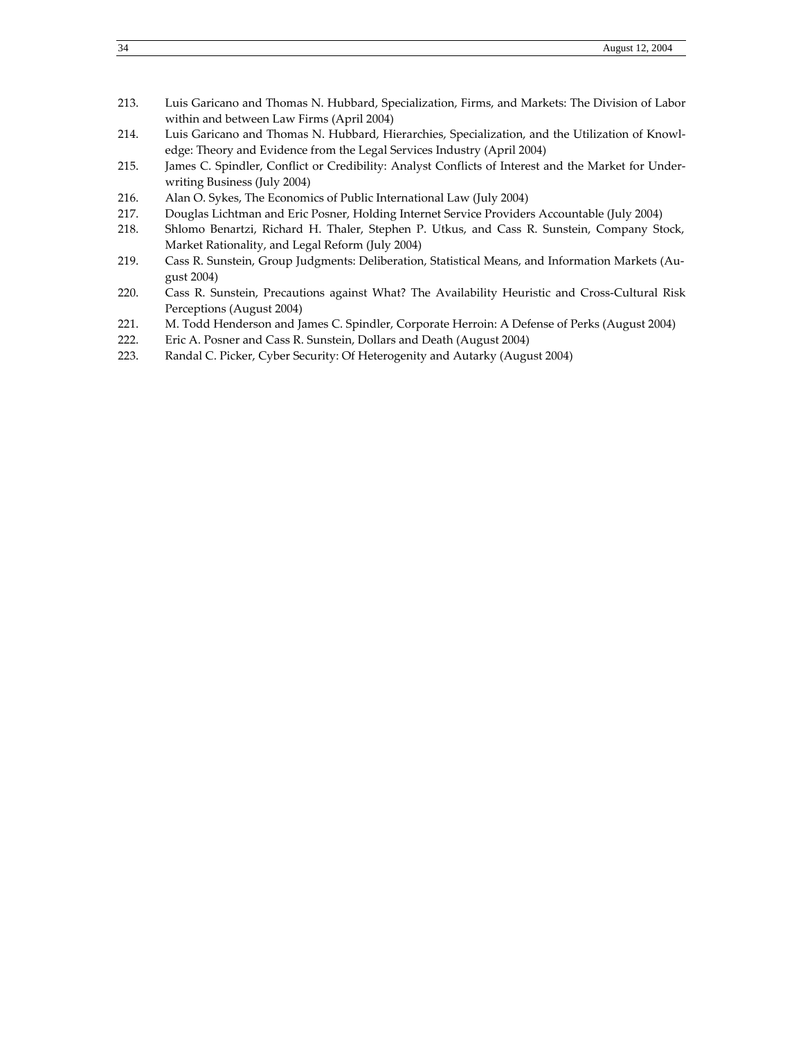213. Luis Garicano and Thomas N. Hubbard, Specialization, Firms, and Markets: The Division of Labor within and between Law Firms (April 2004)
214. Luis Garicano and Thomas N. Hubbard, Hierarchies, Specialization, and the Utilization of Knowledge: Theory and Evidence from the Legal Services Industry (April 2004)
215. James C. Spindler, Conflict or Credibility: Analyst Conflicts of Interest and the Market for Underwriting Business (July 2004)
216. Alan O. Sykes, The Economics of Public International Law (July 2004)
217. Douglas Lichtman and Eric Posner, Holding Internet Service Providers Accountable (July 2004)
218. Shlomo Benartzi, Richard H. Thaler, Stephen P. Utkus, and Cass R. Sunstein, Company Stock, Market Rationality, and Legal Reform (July 2004)
219. Cass R. Sunstein, Group Judgments: Deliberation, Statistical Means, and Information Markets (August 2004)
220. Cass R. Sunstein, Precautions against What? The Availability Heuristic and Cross-Cultural Risk Perceptions (August 2004)
221. M. Todd Henderson and James C. Spindler, Corporate Herroin: A Defense of Perks (August 2004)
222. Eric A. Posner and Cass R. Sunstein, Dollars and Death (August 2004)
223. Randal C. Picker, Cyber Security: Of Heterogenity and Autarky (August 2004)